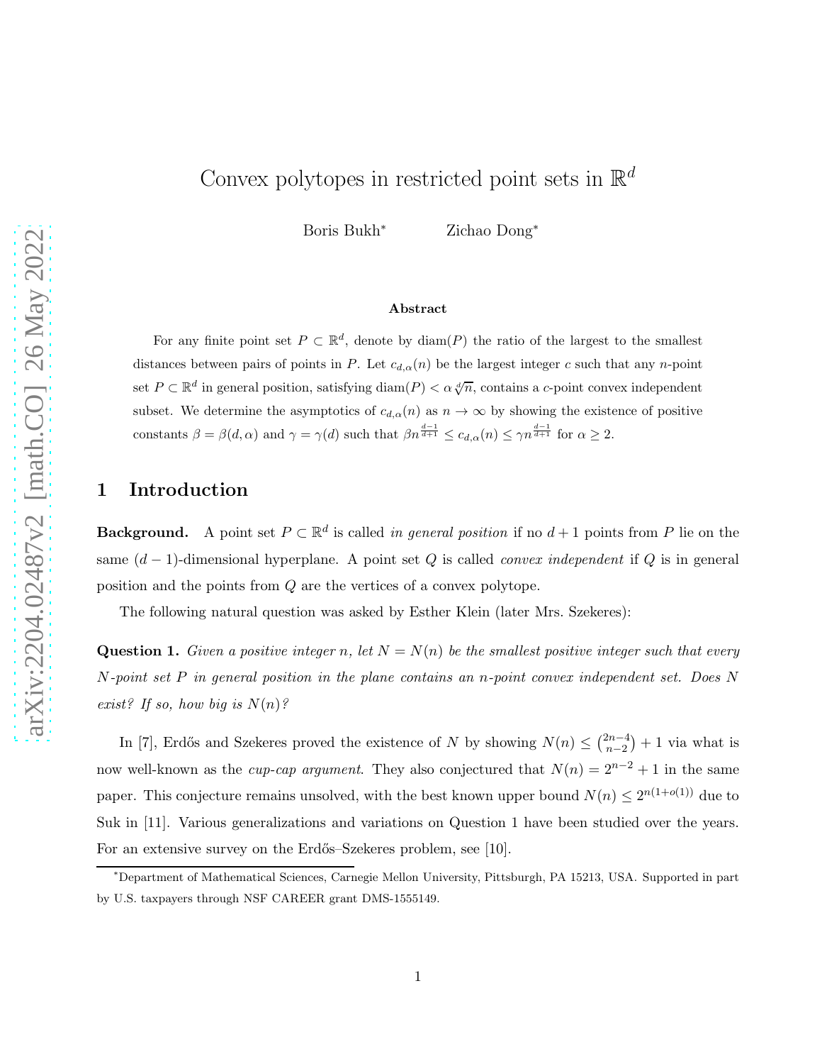# Convex polytopes in restricted point sets in $\mathbb{R}^d$

Boris Bukh* Zichao Dong*

### Abstract

For any finite point set $P \subset \mathbb{R}^d$, denote by $\operatorname{diam}(P)$ the ratio of the largest to the smallest distances between pairs of points in $P$. Let $c_{d,\alpha}(n)$ be the largest integer $c$ such that any $n$-point set $P \subset \mathbb{R}^d$ in general position, satisfying $\operatorname{diam}(P) < \alpha \sqrt[d]{n}$, contains a $c$-point convex independent subset. We determine the asymptotics of $c_{d,\alpha}(n)$ as $n \to \infty$ by showing the existence of positive constants $\beta = \beta(d, \alpha)$ and $\gamma = \gamma(d)$ such that $\beta n^{\frac{d-1}{d+1}} \le c_{d,\alpha}(n) \le \gamma n^{\frac{d-1}{d+1}}$ for $\alpha \ge 2$.

## 1 Introduction

**Background.** A point set $P \subset \mathbb{R}^d$ is called *in general position* if no $d+1$ points from $P$ lie on the same $(d-1)$-dimensional hyperplane. A point set $Q$ is called *convex independent* if $Q$ is in general position and the points from $Q$ are the vertices of a convex polytope.

The following natural question was asked by Esther Klein (later Mrs. Szekeres):

**Question 1.** *Given a positive integer $n$, let $N = N(n)$ be the smallest positive integer such that every $N$-point set $P$ in general position in the plane contains an $n$-point convex independent set. Does $N$ exist? If so, how big is $N(n)$?*

In [7], Erdős and Szekeres proved the existence of $N$ by showing $N(n) \le \binom{2n-4}{n-2} + 1$ via what is now well-known as the *cup-cap argument*. They also conjectured that $N(n) = 2^{n-2} + 1$ in the same paper. This conjecture remains unsolved, with the best known upper bound $N(n) \le 2^{n(1+o(1))}$ due to Suk in [11]. Various generalizations and variations on Question 1 have been studied over the years. For an extensive survey on the Erdős–Szekeres problem, see [10].

*Department of Mathematical Sciences, Carnegie Mellon University, Pittsburgh, PA 15213, USA. Supported in part by U.S. taxpayers through NSF CAREER grant DMS-1555149.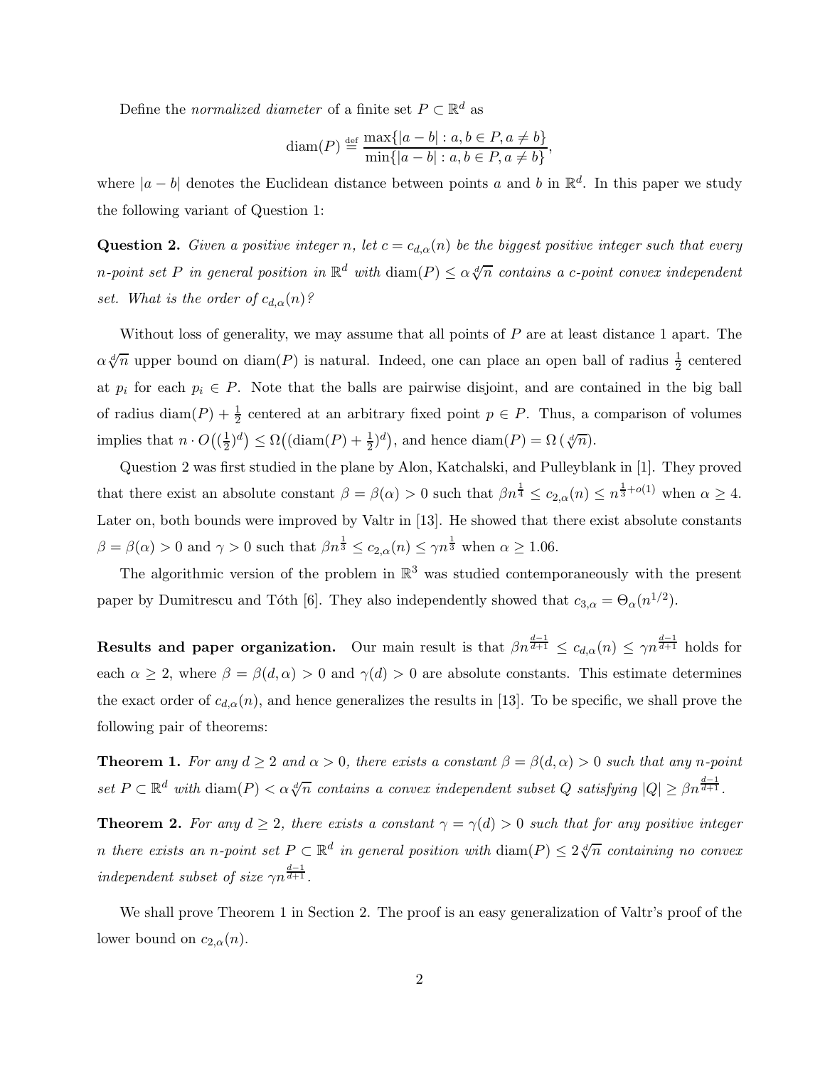Define the *normalized diameter* of a finite set $P \subset \mathbb{R}^d$ as

$$\operatorname{diam}(P) \stackrel{\text{def}}{=} \frac{\max\{|a-b| : a, b \in P, a \neq b\}}{\min\{|a-b| : a, b \in P, a \neq b\}},$$

where $|a-b|$ denotes the Euclidean distance between points $a$ and $b$ in $\mathbb{R}^d$. In this paper we study the following variant of Question 1:

**Question 2.** *Given a positive integer $n$, let $c = c_{d,\alpha}(n)$ be the biggest positive integer such that every $n$-point set $P$ in general position in $\mathbb{R}^d$ with $\operatorname{diam}(P) \leq \alpha \sqrt[d]{n}$ contains a $c$-point convex independent set. What is the order of $c_{d,\alpha}(n)$?*

Without loss of generality, we may assume that all points of $P$ are at least distance 1 apart. The $\alpha \sqrt[d]{n}$ upper bound on $\operatorname{diam}(P)$ is natural. Indeed, one can place an open ball of radius $\frac{1}{2}$ centered at $p_i$ for each $p_i \in P$. Note that the balls are pairwise disjoint, and are contained in the big ball of radius $\operatorname{diam}(P) + \frac{1}{2}$ centered at an arbitrary fixed point $p \in P$. Thus, a comparison of volumes implies that $n \cdot O\big((\frac{1}{2})^d\big) \leq \Omega\big((\operatorname{diam}(P) + \frac{1}{2})^d\big)$, and hence $\operatorname{diam}(P) = \Omega\left(\sqrt[d]{n}\right)$.

Question 2 was first studied in the plane by Alon, Katchalski, and Pulleyblank in [1]. They proved that there exist an absolute constant $\beta = \beta(\alpha) > 0$ such that $\beta n^{\frac{1}{4}} \leq c_{2,\alpha}(n) \leq n^{\frac{1}{3}+o(1)}$ when $\alpha \geq 4$. Later on, both bounds were improved by Valtr in [13]. He showed that there exist absolute constants $\beta = \beta(\alpha) > 0$ and $\gamma > 0$ such that $\beta n^{\frac{1}{3}} \leq c_{2,\alpha}(n) \leq \gamma n^{\frac{1}{3}}$ when $\alpha \geq 1.06$.

The algorithmic version of the problem in $\mathbb{R}^3$ was studied contemporaneously with the present paper by Dumitrescu and Tóth [6]. They also independently showed that $c_{3,\alpha} = \Theta_\alpha(n^{1/2})$.

**Results and paper organization.** Our main result is that $\beta n^{\frac{d-1}{d+1}} \leq c_{d,\alpha}(n) \leq \gamma n^{\frac{d-1}{d+1}}$ holds for each $\alpha \geq 2$, where $\beta = \beta(d, \alpha) > 0$ and $\gamma(d) > 0$ are absolute constants. This estimate determines the exact order of $c_{d,\alpha}(n)$, and hence generalizes the results in [13]. To be specific, we shall prove the following pair of theorems:

**Theorem 1.** *For any $d \geq 2$ and $\alpha > 0$, there exists a constant $\beta = \beta(d, \alpha) > 0$ such that any $n$-point set $P \subset \mathbb{R}^d$ with $\operatorname{diam}(P) < \alpha \sqrt[d]{n}$ contains a convex independent subset $Q$ satisfying $|Q| \geq \beta n^{\frac{d-1}{d+1}}$.*

**Theorem 2.** *For any $d \geq 2$, there exists a constant $\gamma = \gamma(d) > 0$ such that for any positive integer $n$ there exists an $n$-point set $P \subset \mathbb{R}^d$ in general position with $\operatorname{diam}(P) \leq 2 \sqrt[d]{n}$ containing no convex independent subset of size $\gamma n^{\frac{d-1}{d+1}}$.*

We shall prove Theorem 1 in Section 2. The proof is an easy generalization of Valtr's proof of the lower bound on $c_{2,\alpha}(n)$.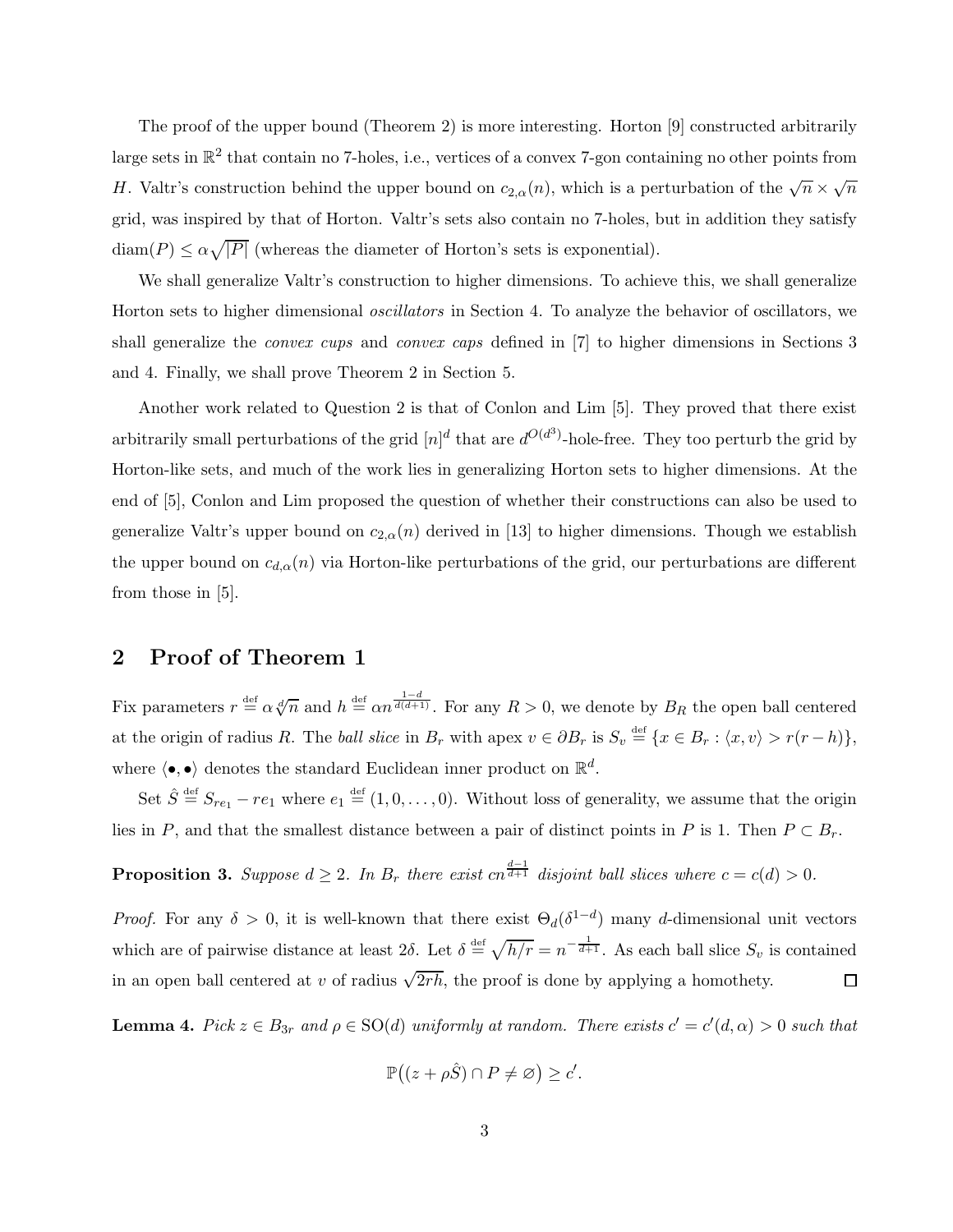The proof of the upper bound (Theorem 2) is more interesting. Horton [9] constructed arbitrarily large sets in $\mathbb{R}^2$ that contain no 7-holes, i.e., vertices of a convex 7-gon containing no other points from $H$. Valtr's construction behind the upper bound on $c_{2,\alpha}(n)$, which is a perturbation of the $\sqrt{n} \times \sqrt{n}$ grid, was inspired by that of Horton. Valtr's sets also contain no 7-holes, but in addition they satisfy $\operatorname{diam}(P) \leq \alpha\sqrt{|P|}$ (whereas the diameter of Horton's sets is exponential).

We shall generalize Valtr's construction to higher dimensions. To achieve this, we shall generalize Horton sets to higher dimensional *oscillators* in Section 4. To analyze the behavior of oscillators, we shall generalize the *convex cups* and *convex caps* defined in [7] to higher dimensions in Sections 3 and 4. Finally, we shall prove Theorem 2 in Section 5.

Another work related to Question 2 is that of Conlon and Lim [5]. They proved that there exist arbitrarily small perturbations of the grid $[n]^d$ that are $d^{O(d^3)}$-hole-free. They too perturb the grid by Horton-like sets, and much of the work lies in generalizing Horton sets to higher dimensions. At the end of [5], Conlon and Lim proposed the question of whether their constructions can also be used to generalize Valtr's upper bound on $c_{2,\alpha}(n)$ derived in [13] to higher dimensions. Though we establish the upper bound on $c_{d,\alpha}(n)$ via Horton-like perturbations of the grid, our perturbations are different from those in [5].

## 2 Proof of Theorem 1

Fix parameters $r \stackrel{\text{def}}{=} \alpha\sqrt[d]{n}$ and $h \stackrel{\text{def}}{=} \alpha n^{\frac{1-d}{d(d+1)}}$. For any $R > 0$, we denote by $B_R$ the open ball centered at the origin of radius $R$. The *ball slice* in $B_r$ with apex $v \in \partial B_r$ is $S_v \stackrel{\text{def}}{=} \{x \in B_r : \langle x, v\rangle > r(r-h)\}$, where $\langle \bullet, \bullet \rangle$ denotes the standard Euclidean inner product on $\mathbb{R}^d$.

Set $\hat{S} \stackrel{\text{def}}{=} S_{re_1} - re_1$ where $e_1 \stackrel{\text{def}}{=} (1, 0, \ldots, 0)$. Without loss of generality, we assume that the origin lies in $P$, and that the smallest distance between a pair of distinct points in $P$ is 1. Then $P \subset B_r$.

**Proposition 3.** *Suppose $d \geq 2$. In $B_r$ there exist $cn^{\frac{d-1}{d+1}}$ disjoint ball slices where $c = c(d) > 0$.*

*Proof.* For any $\delta > 0$, it is well-known that there exist $\Theta_d(\delta^{1-d})$ many $d$-dimensional unit vectors which are of pairwise distance at least $2\delta$. Let $\delta \stackrel{\text{def}}{=} \sqrt{h/r} = n^{-\frac{1}{d+1}}$. As each ball slice $S_v$ is contained in an open ball centered at $v$ of radius $\sqrt{2rh}$, the proof is done by applying a homothety. $\square$

**Lemma 4.** *Pick $z \in B_{3r}$ and $\rho \in \mathrm{SO}(d)$ uniformly at random. There exists $c' = c'(d, \alpha) > 0$ such that*

$$\mathbb{P}\big((z + \rho\hat{S}) \cap P \neq \varnothing\big) \geq c'.$$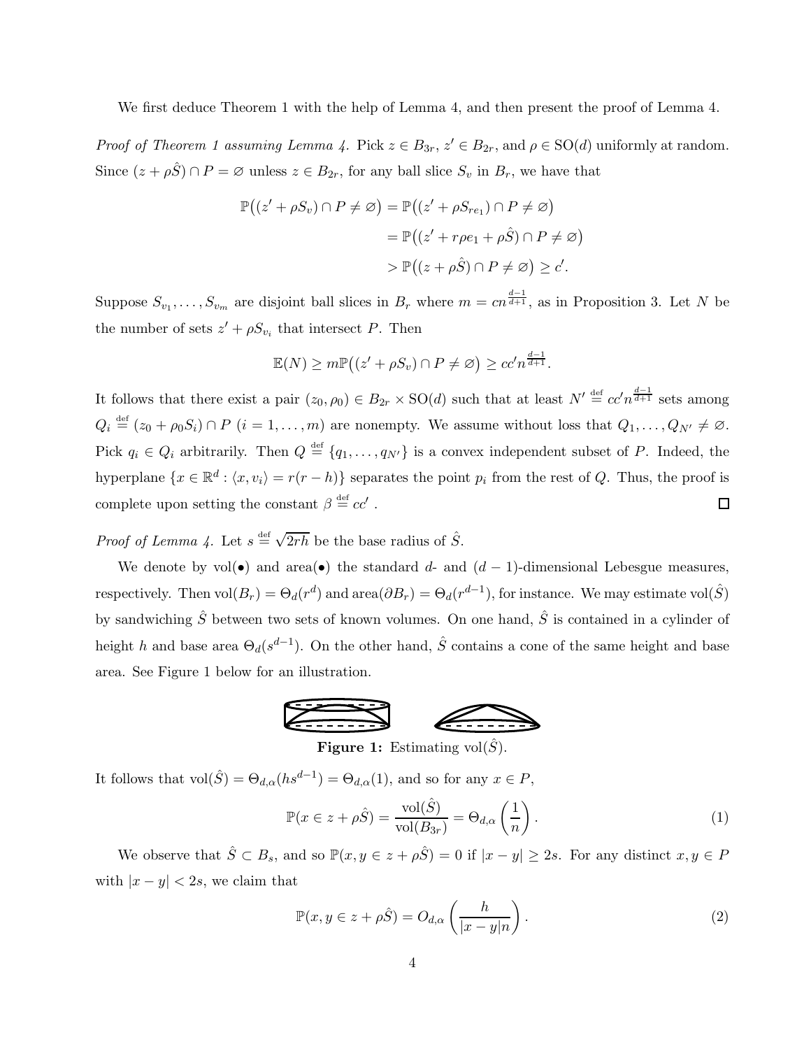We first deduce Theorem 1 with the help of Lemma 4, and then present the proof of Lemma 4.

*Proof of Theorem 1 assuming Lemma 4.* Pick $z \in B_{3r}$, $z' \in B_{2r}$, and $\rho \in \mathrm{SO}(d)$ uniformly at random. Since $(z + \rho\hat{S}) \cap P = \varnothing$ unless $z \in B_{2r}$, for any ball slice $S_v$ in $B_r$, we have that

$$
\begin{aligned}
\mathbb{P}\big((z' + \rho S_v) \cap P \neq \varnothing\big) &= \mathbb{P}\big((z' + \rho S_{re_1}) \cap P \neq \varnothing\big) \\
&= \mathbb{P}\big((z' + r\rho e_1 + \rho\hat{S}) \cap P \neq \varnothing\big) \\
&> \mathbb{P}\big((z + \rho\hat{S}) \cap P \neq \varnothing\big) \geq c'.
\end{aligned}
$$

Suppose $S_{v_1}, \ldots, S_{v_m}$ are disjoint ball slices in $B_r$ where $m = cn^{\frac{d-1}{d+1}}$, as in Proposition 3. Let $N$ be the number of sets $z' + \rho S_{v_i}$ that intersect $P$. Then

$$
\mathbb{E}(N) \geq m\mathbb{P}\big((z' + \rho S_v) \cap P \neq \varnothing\big) \geq cc'n^{\frac{d-1}{d+1}}.
$$

It follows that there exist a pair $(z_0, \rho_0) \in B_{2r} \times \mathrm{SO}(d)$ such that at least $N' \stackrel{\text{def}}{=} cc'n^{\frac{d-1}{d+1}}$ sets among $Q_i \stackrel{\text{def}}{=} (z_0 + \rho_0 S_i) \cap P$ $(i = 1, \ldots, m)$ are nonempty. We assume without loss that $Q_1, \ldots, Q_{N'} \neq \varnothing$. Pick $q_i \in Q_i$ arbitrarily. Then $Q \stackrel{\text{def}}{=} \{q_1, \ldots, q_{N'}\}$ is a convex independent subset of $P$. Indeed, the hyperplane $\{x \in \mathbb{R}^d : \langle x, v_i \rangle = r(r-h)\}$ separates the point $p_i$ from the rest of $Q$. Thus, the proof is complete upon setting the constant $\beta \stackrel{\text{def}}{=} cc'$ . □

*Proof of Lemma 4.* Let $s \stackrel{\text{def}}{=} \sqrt{2rh}$ be the base radius of $\hat{S}$.

We denote by $\mathrm{vol}(\bullet)$ and $\mathrm{area}(\bullet)$ the standard $d$- and $(d-1)$-dimensional Lebesgue measures, respectively. Then $\mathrm{vol}(B_r) = \Theta_d(r^d)$ and $\mathrm{area}(\partial B_r) = \Theta_d(r^{d-1})$, for instance. We may estimate $\mathrm{vol}(\hat{S})$ by sandwiching $\hat{S}$ between two sets of known volumes. On one hand, $\hat{S}$ is contained in a cylinder of height $h$ and base area $\Theta_d(s^{d-1})$. On the other hand, $\hat{S}$ contains a cone of the same height and base area. See Figure 1 below for an illustration.

**Figure 1:** Estimating $\mathrm{vol}(\hat{S})$.

It follows that $\mathrm{vol}(\hat{S}) = \Theta_{d,\alpha}(hs^{d-1}) = \Theta_{d,\alpha}(1)$, and so for any $x \in P$,

$$
\mathbb{P}(x \in z + \rho\hat{S}) = \frac{\mathrm{vol}(\hat{S})}{\mathrm{vol}(B_{3r})} = \Theta_{d,\alpha}\left(\frac{1}{n}\right). \tag{1}
$$

We observe that $\hat{S} \subset B_s$, and so $\mathbb{P}(x, y \in z + \rho\hat{S}) = 0$ if $|x - y| \geq 2s$. For any distinct $x, y \in P$ with $|x - y| < 2s$, we claim that

$$
\mathbb{P}(x, y \in z + \rho\hat{S}) = O_{d,\alpha}\left(\frac{h}{|x - y|n}\right). \tag{2}
$$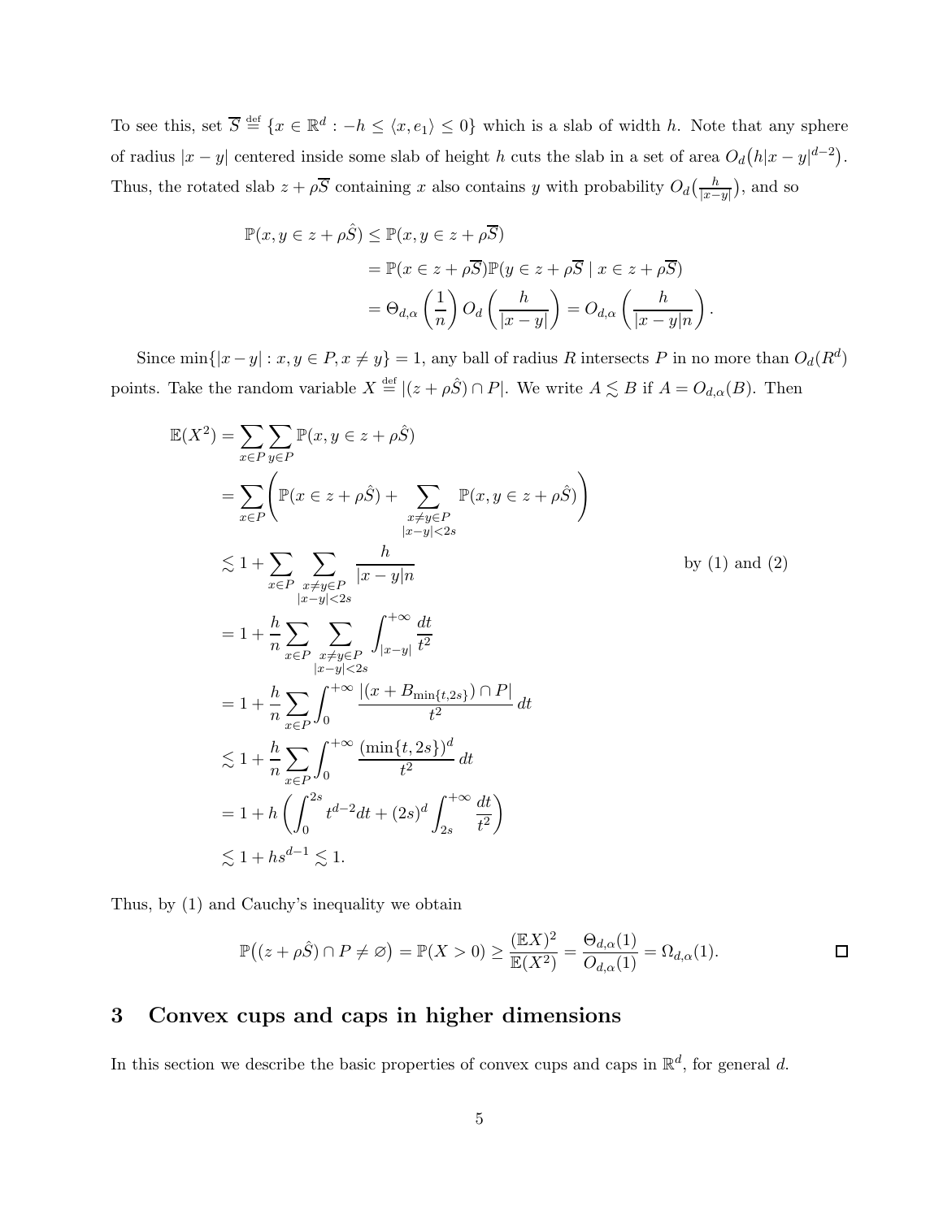To see this, set $\overline{S} \stackrel{\text{def}}{=} \{x \in \mathbb{R}^d : -h \le \langle x, e_1 \rangle \le 0\}$ which is a slab of width $h$. Note that any sphere of radius $|x-y|$ centered inside some slab of height $h$ cuts the slab in a set of area $O_d\big(h|x-y|^{d-2}\big)$. Thus, the rotated slab $z + \rho\overline{S}$ containing $x$ also contains $y$ with probability $O_d\big(\frac{h}{|x-y|}\big)$, and so

$$
\begin{aligned}
\mathbb{P}(x, y \in z + \rho\hat{S}) &\le \mathbb{P}(x, y \in z + \rho\overline{S}) \\
&= \mathbb{P}(x \in z + \rho\overline{S})\mathbb{P}(y \in z + \rho\overline{S} \mid x \in z + \rho\overline{S}) \\
&= \Theta_{d,\alpha}\left(\frac{1}{n}\right) O_d\left(\frac{h}{|x-y|}\right) = O_{d,\alpha}\left(\frac{h}{|x-y|n}\right).
\end{aligned}
$$

Since $\min\{|x-y| : x, y \in P, x \ne y\} = 1$, any ball of radius $R$ intersects $P$ in no more than $O_d(R^d)$ points. Take the random variable $X \stackrel{\text{def}}{=} |(z + \rho\hat{S}) \cap P|$. We write $A \lesssim B$ if $A = O_{d,\alpha}(B)$. Then

$$
\begin{aligned}
\mathbb{E}(X^2) &= \sum_{x \in P} \sum_{y \in P} \mathbb{P}(x, y \in z + \rho\hat{S}) \\
&= \sum_{x \in P} \Bigg( \mathbb{P}(x \in z + \rho\hat{S}) + \sum_{\substack{x \ne y \in P \\ |x-y| < 2s}} \mathbb{P}(x, y \in z + \rho\hat{S}) \Bigg) \\
&\lesssim 1 + \sum_{x \in P} \sum_{\substack{x \ne y \in P \\ |x-y| < 2s}} \frac{h}{|x-y|n} \qquad \text{by (1) and (2)} \\
&= 1 + \frac{h}{n} \sum_{x \in P} \sum_{\substack{x \ne y \in P \\ |x-y| < 2s}} \int_{|x-y|}^{+\infty} \frac{dt}{t^2} \\
&= 1 + \frac{h}{n} \sum_{x \in P} \int_0^{+\infty} \frac{|(x + B_{\min\{t, 2s\}}) \cap P|}{t^2}\, dt \\
&\lesssim 1 + \frac{h}{n} \sum_{x \in P} \int_0^{+\infty} \frac{(\min\{t, 2s\})^d}{t^2}\, dt \\
&= 1 + h \left( \int_0^{2s} t^{d-2} dt + (2s)^d \int_{2s}^{+\infty} \frac{dt}{t^2} \right) \\
&\lesssim 1 + hs^{d-1} \lesssim 1.
\end{aligned}
$$

Thus, by (1) and Cauchy's inequality we obtain

$$
\mathbb{P}\big((z + \rho\hat{S}) \cap P \ne \varnothing\big) = \mathbb{P}(X > 0) \ge \frac{(\mathbb{E}X)^2}{\mathbb{E}(X^2)} = \frac{\Theta_{d,\alpha}(1)}{O_{d,\alpha}(1)} = \Omega_{d,\alpha}(1). \qquad \square
$$

## 3 Convex cups and caps in higher dimensions

In this section we describe the basic properties of convex cups and caps in $\mathbb{R}^d$, for general $d$.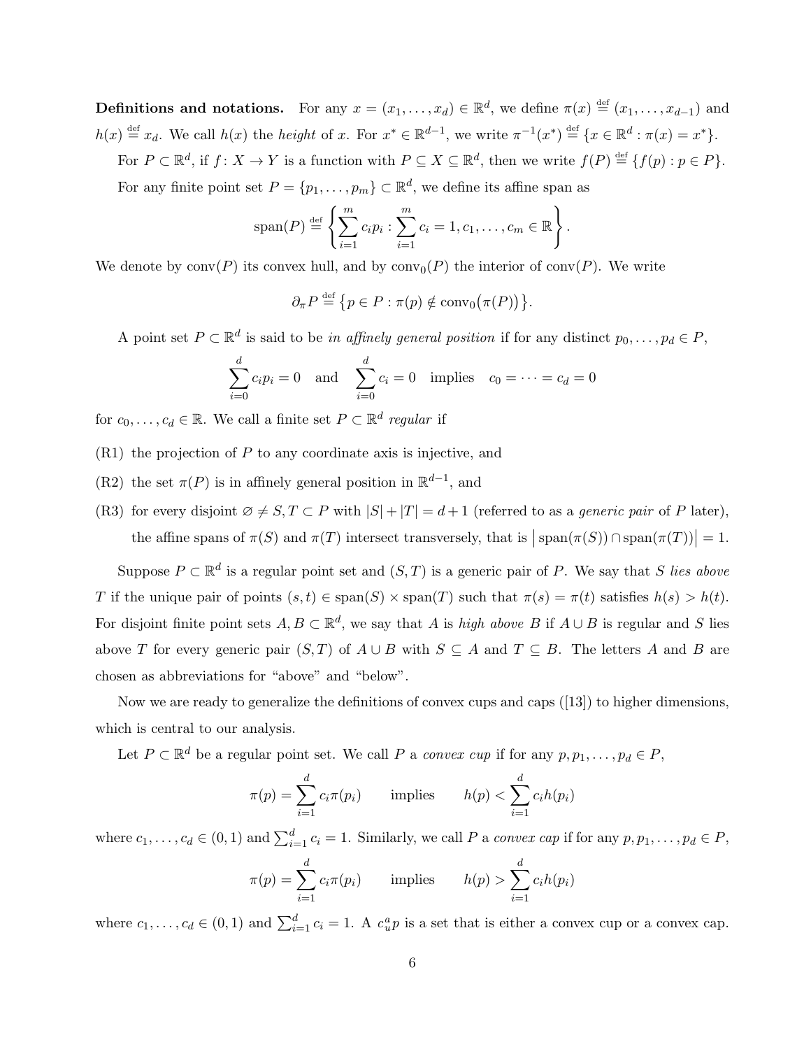**Definitions and notations.** For any $x = (x_1, \ldots, x_d) \in \mathbb{R}^d$, we define $\pi(x) \stackrel{\text{def}}{=} (x_1, \ldots, x_{d-1})$ and $h(x) \stackrel{\text{def}}{=} x_d$. We call $h(x)$ the *height* of $x$. For $x^* \in \mathbb{R}^{d-1}$, we write $\pi^{-1}(x^*) \stackrel{\text{def}}{=} \{x \in \mathbb{R}^d : \pi(x) = x^*\}$.

For $P \subset \mathbb{R}^d$, if $f : X \to Y$ is a function with $P \subseteq X \subseteq \mathbb{R}^d$, then we write $f(P) \stackrel{\text{def}}{=} \{f(p) : p \in P\}$.

For any finite point set $P = \{p_1, \ldots, p_m\} \subset \mathbb{R}^d$, we define its affine span as

$$\operatorname{span}(P) \stackrel{\text{def}}{=} \left\{ \sum_{i=1}^m c_i p_i : \sum_{i=1}^m c_i = 1, c_1, \ldots, c_m \in \mathbb{R} \right\}.$$

We denote by $\operatorname{conv}(P)$ its convex hull, and by $\operatorname{conv}_0(P)$ the interior of $\operatorname{conv}(P)$. We write

$$\partial_\pi P \stackrel{\text{def}}{=} \{p \in P : \pi(p) \notin \operatorname{conv}_0(\pi(P))\}.$$

A point set $P \subset \mathbb{R}^d$ is said to be *in affinely general position* if for any distinct $p_0, \ldots, p_d \in P$,

$$\sum_{i=0}^d c_i p_i = 0 \quad \text{and} \quad \sum_{i=0}^d c_i = 0 \quad \text{implies} \quad c_0 = \cdots = c_d = 0$$

for $c_0, \ldots, c_d \in \mathbb{R}$. We call a finite set $P \subset \mathbb{R}^d$ *regular* if

- (R1) the projection of $P$ to any coordinate axis is injective, and
- (R2) the set $\pi(P)$ is in affinely general position in $\mathbb{R}^{d-1}$, and
- (R3) for every disjoint $\varnothing \neq S, T \subset P$ with $|S| + |T| = d + 1$ (referred to as a *generic pair* of $P$ later), the affine spans of $\pi(S)$ and $\pi(T)$ intersect transversely, that is $\big|\operatorname{span}(\pi(S)) \cap \operatorname{span}(\pi(T))\big| = 1$.

Suppose $P \subset \mathbb{R}^d$ is a regular point set and $(S, T)$ is a generic pair of $P$. We say that $S$ *lies above* $T$ if the unique pair of points $(s, t) \in \operatorname{span}(S) \times \operatorname{span}(T)$ such that $\pi(s) = \pi(t)$ satisfies $h(s) > h(t)$. For disjoint finite point sets $A, B \subset \mathbb{R}^d$, we say that $A$ is *high above* $B$ if $A \cup B$ is regular and $S$ lies above $T$ for every generic pair $(S, T)$ of $A \cup B$ with $S \subseteq A$ and $T \subseteq B$. The letters $A$ and $B$ are chosen as abbreviations for "above" and "below".

Now we are ready to generalize the definitions of convex cups and caps ([13]) to higher dimensions, which is central to our analysis.

Let $P \subset \mathbb{R}^d$ be a regular point set. We call $P$ a *convex cup* if for any $p, p_1, \ldots, p_d \in P$,

$$\pi(p) = \sum_{i=1}^d c_i \pi(p_i) \qquad \text{implies} \qquad h(p) < \sum_{i=1}^d c_i h(p_i)$$

where $c_1, \ldots, c_d \in (0, 1)$ and $\sum_{i=1}^d c_i = 1$. Similarly, we call $P$ a *convex cap* if for any $p, p_1, \ldots, p_d \in P$,

$$\pi(p) = \sum_{i=1}^d c_i \pi(p_i) \qquad \text{implies} \qquad h(p) > \sum_{i=1}^d c_i h(p_i)$$

where $c_1, \ldots, c_d \in (0, 1)$ and $\sum_{i=1}^d c_i = 1$. A $c_u^a p$ is a set that is either a convex cup or a convex cap.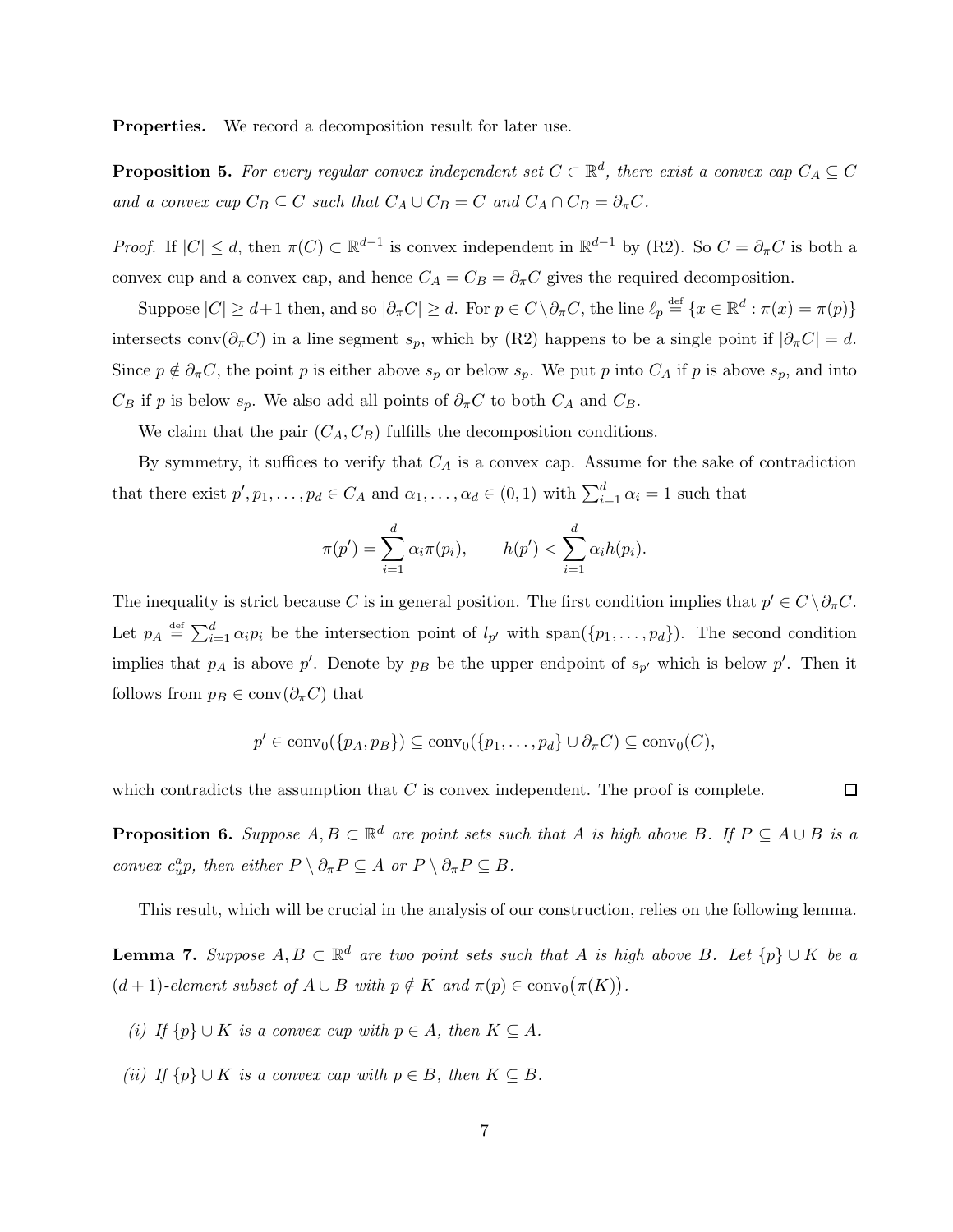**Properties.** We record a decomposition result for later use.

**Proposition 5.** *For every regular convex independent set $C \subset \mathbb{R}^d$, there exist a convex cap $C_A \subseteq C$ and a convex cup $C_B \subseteq C$ such that $C_A \cup C_B = C$ and $C_A \cap C_B = \partial_\pi C$.*

*Proof.* If $|C| \leq d$, then $\pi(C) \subset \mathbb{R}^{d-1}$ is convex independent in $\mathbb{R}^{d-1}$ by (R2). So $C = \partial_\pi C$ is both a convex cup and a convex cap, and hence $C_A = C_B = \partial_\pi C$ gives the required decomposition.

Suppose $|C| \geq d+1$ then, and so $|\partial_\pi C| \geq d$. For $p \in C \setminus \partial_\pi C$, the line $\ell_p \stackrel{\text{def}}{=} \{x \in \mathbb{R}^d : \pi(x) = \pi(p)\}$ intersects $\operatorname{conv}(\partial_\pi C)$ in a line segment $s_p$, which by (R2) happens to be a single point if $|\partial_\pi C| = d$. Since $p \notin \partial_\pi C$, the point $p$ is either above $s_p$ or below $s_p$. We put $p$ into $C_A$ if $p$ is above $s_p$, and into $C_B$ if $p$ is below $s_p$. We also add all points of $\partial_\pi C$ to both $C_A$ and $C_B$.

We claim that the pair $(C_A, C_B)$ fulfills the decomposition conditions.

By symmetry, it suffices to verify that $C_A$ is a convex cap. Assume for the sake of contradiction that there exist $p', p_1, \ldots, p_d \in C_A$ and $\alpha_1, \ldots, \alpha_d \in (0,1)$ with $\sum_{i=1}^d \alpha_i = 1$ such that

$$\pi(p') = \sum_{i=1}^d \alpha_i \pi(p_i), \qquad h(p') < \sum_{i=1}^d \alpha_i h(p_i).$$

The inequality is strict because $C$ is in general position. The first condition implies that $p' \in C \setminus \partial_\pi C$. Let $p_A \stackrel{\text{def}}{=} \sum_{i=1}^d \alpha_i p_i$ be the intersection point of $l_{p'}$ with $\operatorname{span}(\{p_1, \ldots, p_d\})$. The second condition implies that $p_A$ is above $p'$. Denote by $p_B$ be the upper endpoint of $s_{p'}$ which is below $p'$. Then it follows from $p_B \in \operatorname{conv}(\partial_\pi C)$ that

$$p' \in \operatorname{conv}_0(\{p_A, p_B\}) \subseteq \operatorname{conv}_0(\{p_1, \ldots, p_d\} \cup \partial_\pi C) \subseteq \operatorname{conv}_0(C),$$

which contradicts the assumption that $C$ is convex independent. The proof is complete. $\square$

**Proposition 6.** *Suppose $A, B \subset \mathbb{R}^d$ are point sets such that $A$ is high above $B$. If $P \subseteq A \cup B$ is a convex $c^a_u p$, then either $P \setminus \partial_\pi P \subseteq A$ or $P \setminus \partial_\pi P \subseteq B$.*

This result, which will be crucial in the analysis of our construction, relies on the following lemma.

**Lemma 7.** *Suppose $A, B \subset \mathbb{R}^d$ are two point sets such that $A$ is high above $B$. Let $\{p\} \cup K$ be a $(d+1)$-element subset of $A \cup B$ with $p \notin K$ and $\pi(p) \in \operatorname{conv}_0\big(\pi(K)\big)$.*

*(i) If $\{p\} \cup K$ is a convex cup with $p \in A$, then $K \subseteq A$.*

*(ii) If $\{p\} \cup K$ is a convex cap with $p \in B$, then $K \subseteq B$.*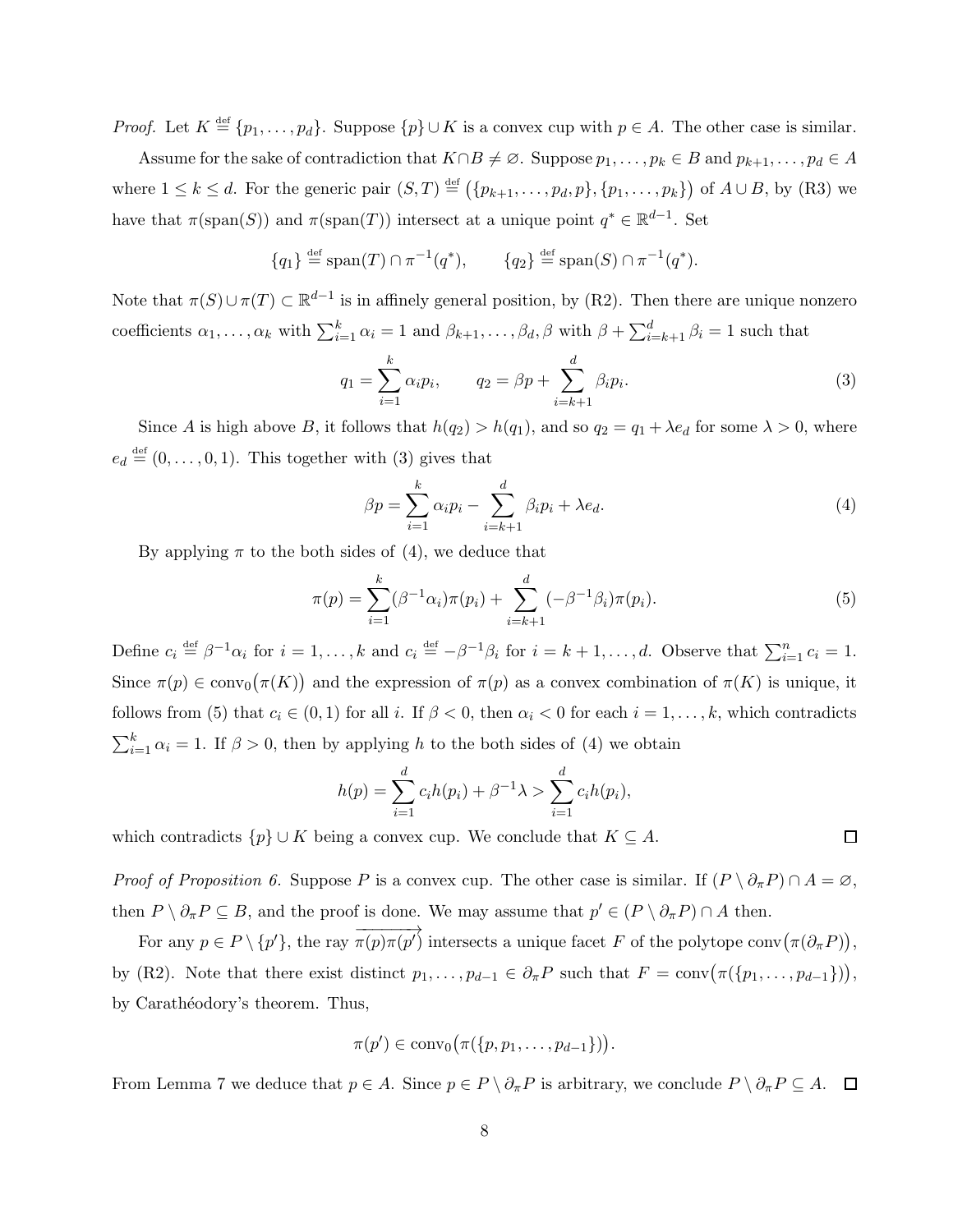*Proof.* Let $K \stackrel{\text{def}}{=} \{p_1, \dots, p_d\}$. Suppose $\{p\} \cup K$ is a convex cup with $p \in A$. The other case is similar.

Assume for the sake of contradiction that $K \cap B \neq \varnothing$. Suppose $p_1, \dots, p_k \in B$ and $p_{k+1}, \dots, p_d \in A$ where $1 \leq k \leq d$. For the generic pair $(S, T) \stackrel{\text{def}}{=} \big(\{p_{k+1}, \dots, p_d, p\}, \{p_1, \dots, p_k\}\big)$ of $A \cup B$, by (R3) we have that $\pi(\operatorname{span}(S))$ and $\pi(\operatorname{span}(T))$ intersect at a unique point $q^* \in \mathbb{R}^{d-1}$. Set

$$\{q_1\} \stackrel{\text{def}}{=} \operatorname{span}(T) \cap \pi^{-1}(q^*), \qquad \{q_2\} \stackrel{\text{def}}{=} \operatorname{span}(S) \cap \pi^{-1}(q^*).$$

Note that $\pi(S) \cup \pi(T) \subset \mathbb{R}^{d-1}$ is in affinely general position, by (R2). Then there are unique nonzero coefficients $\alpha_1, \dots, \alpha_k$ with $\sum_{i=1}^{k} \alpha_i = 1$ and $\beta_{k+1}, \dots, \beta_d, \beta$ with $\beta + \sum_{i=k+1}^{d} \beta_i = 1$ such that

$$q_1 = \sum_{i=1}^{k} \alpha_i p_i, \qquad q_2 = \beta p + \sum_{i=k+1}^{d} \beta_i p_i. \tag{3}$$

Since $A$ is high above $B$, it follows that $h(q_2) > h(q_1)$, and so $q_2 = q_1 + \lambda e_d$ for some $\lambda > 0$, where $e_d \stackrel{\text{def}}{=} (0, \dots, 0, 1)$. This together with (3) gives that

$$\beta p = \sum_{i=1}^{k} \alpha_i p_i - \sum_{i=k+1}^{d} \beta_i p_i + \lambda e_d. \tag{4}$$

By applying $\pi$ to the both sides of (4), we deduce that

$$\pi(p) = \sum_{i=1}^{k} (\beta^{-1}\alpha_i)\pi(p_i) + \sum_{i=k+1}^{d} (-\beta^{-1}\beta_i)\pi(p_i). \tag{5}$$

Define $c_i \stackrel{\text{def}}{=} \beta^{-1}\alpha_i$ for $i = 1, \dots, k$ and $c_i \stackrel{\text{def}}{=} -\beta^{-1}\beta_i$ for $i = k+1, \dots, d$. Observe that $\sum_{i=1}^{n} c_i = 1$. Since $\pi(p) \in \operatorname{conv}_0\big(\pi(K)\big)$ and the expression of $\pi(p)$ as a convex combination of $\pi(K)$ is unique, it follows from (5) that $c_i \in (0, 1)$ for all $i$. If $\beta < 0$, then $\alpha_i < 0$ for each $i = 1, \dots, k$, which contradicts $\sum_{i=1}^{k} \alpha_i = 1$. If $\beta > 0$, then by applying $h$ to the both sides of (4) we obtain

$$h(p) = \sum_{i=1}^{d} c_i h(p_i) + \beta^{-1}\lambda > \sum_{i=1}^{d} c_i h(p_i),$$

which contradicts $\{p\} \cup K$ being a convex cup. We conclude that $K \subseteq A$. $\square$

*Proof of Proposition 6.* Suppose $P$ is a convex cup. The other case is similar. If $(P \setminus \partial_\pi P) \cap A = \varnothing$, then $P \setminus \partial_\pi P \subseteq B$, and the proof is done. We may assume that $p' \in (P \setminus \partial_\pi P) \cap A$ then.

For any $p \in P \setminus \{p'\}$, the ray $\overrightarrow{\pi(p)\pi(p')}$ intersects a unique facet $F$ of the polytope $\operatorname{conv}\big(\pi(\partial_\pi P)\big)$, by (R2). Note that there exist distinct $p_1, \dots, p_{d-1} \in \partial_\pi P$ such that $F = \operatorname{conv}\big(\pi(\{p_1, \dots, p_{d-1}\})\big)$, by Carathéodory's theorem. Thus,

$$\pi(p') \in \operatorname{conv}_0\big(\pi(\{p, p_1, \dots, p_{d-1}\})\big).$$

From Lemma 7 we deduce that $p \in A$. Since $p \in P \setminus \partial_\pi P$ is arbitrary, we conclude $P \setminus \partial_\pi P \subseteq A$. $\square$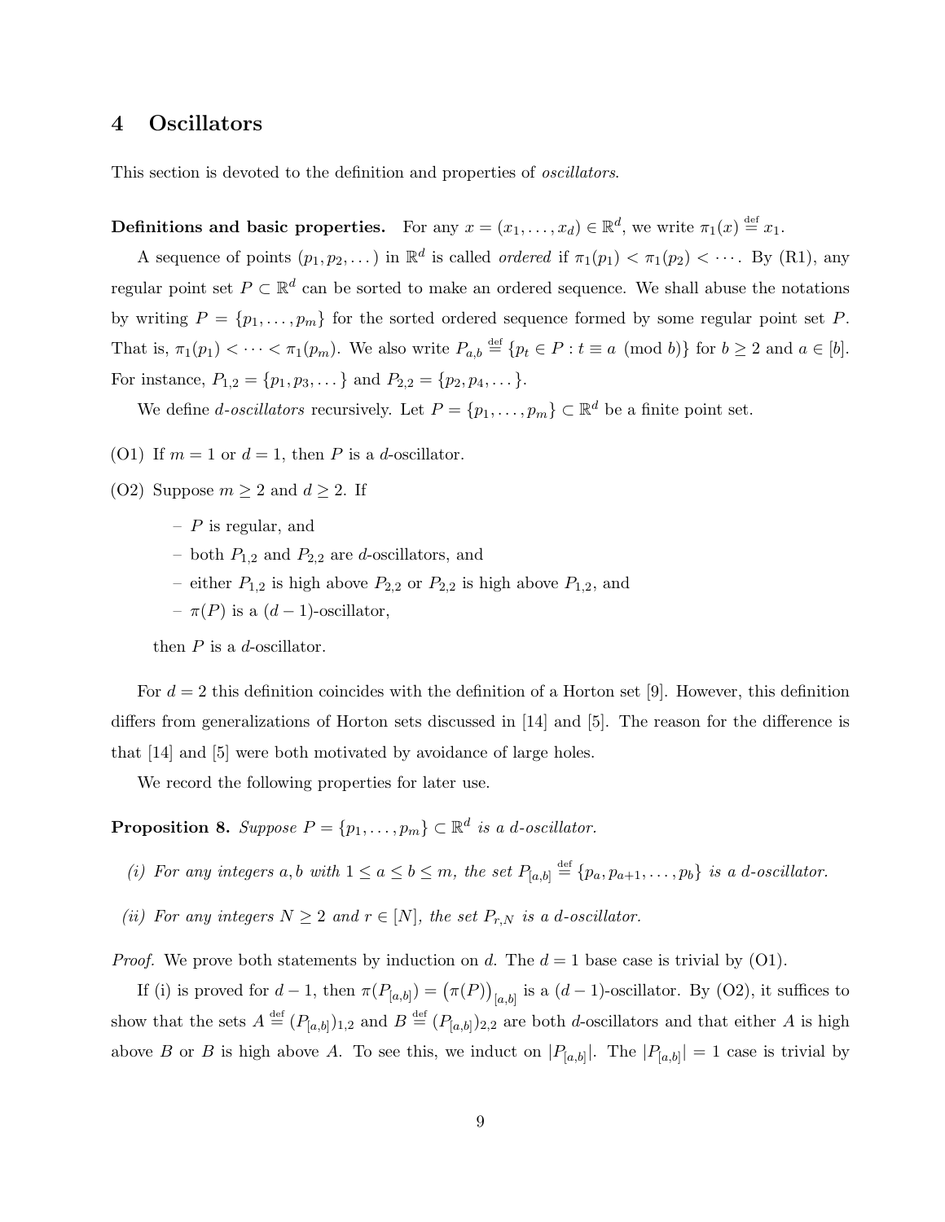## 4 Oscillators

This section is devoted to the definition and properties of *oscillators*.

**Definitions and basic properties.** For any $x = (x_1, \dots, x_d) \in \mathbb{R}^d$, we write $\pi_1(x) \stackrel{\text{def}}{=} x_1$.

A sequence of points $(p_1, p_2, \dots)$ in $\mathbb{R}^d$ is called *ordered* if $\pi_1(p_1) < \pi_1(p_2) < \cdots$. By (R1), any regular point set $P \subset \mathbb{R}^d$ can be sorted to make an ordered sequence. We shall abuse the notations by writing $P = \{p_1, \dots, p_m\}$ for the sorted ordered sequence formed by some regular point set $P$. That is, $\pi_1(p_1) < \cdots < \pi_1(p_m)$. We also write $P_{a,b} \stackrel{\text{def}}{=} \{p_t \in P : t \equiv a \pmod b\}$ for $b \geq 2$ and $a \in [b]$. For instance, $P_{1,2} = \{p_1, p_3, \dots\}$ and $P_{2,2} = \{p_2, p_4, \dots\}$.

We define *d-oscillators* recursively. Let $P = \{p_1, \dots, p_m\} \subset \mathbb{R}^d$ be a finite point set.

(O1) If $m = 1$ or $d = 1$, then $P$ is a $d$-oscillator.

(O2) Suppose $m \geq 2$ and $d \geq 2$. If

- $P$ is regular, and
- both $P_{1,2}$ and $P_{2,2}$ are $d$-oscillators, and
- either $P_{1,2}$ is high above $P_{2,2}$ or $P_{2,2}$ is high above $P_{1,2}$, and
- $\pi(P)$ is a $(d-1)$-oscillator,

then $P$ is a $d$-oscillator.

For $d = 2$ this definition coincides with the definition of a Horton set [9]. However, this definition differs from generalizations of Horton sets discussed in [14] and [5]. The reason for the difference is that [14] and [5] were both motivated by avoidance of large holes.

We record the following properties for later use.

**Proposition 8.** *Suppose $P = \{p_1, \dots, p_m\} \subset \mathbb{R}^d$ is a $d$-oscillator.*

*(i) For any integers $a, b$ with $1 \leq a \leq b \leq m$, the set $P_{[a,b]} \stackrel{\text{def}}{=} \{p_a, p_{a+1}, \dots, p_b\}$ is a $d$-oscillator.*

*(ii) For any integers $N \geq 2$ and $r \in [N]$, the set $P_{r,N}$ is a $d$-oscillator.*

*Proof.* We prove both statements by induction on $d$. The $d = 1$ base case is trivial by (O1).

If (i) is proved for $d - 1$, then $\pi(P_{[a,b]}) = \big(\pi(P)\big)_{[a,b]}$ is a $(d-1)$-oscillator. By (O2), it suffices to show that the sets $A \stackrel{\text{def}}{=} (P_{[a,b]})_{1,2}$ and $B \stackrel{\text{def}}{=} (P_{[a,b]})_{2,2}$ are both $d$-oscillators and that either $A$ is high above $B$ or $B$ is high above $A$. To see this, we induct on $|P_{[a,b]}|$. The $|P_{[a,b]}| = 1$ case is trivial by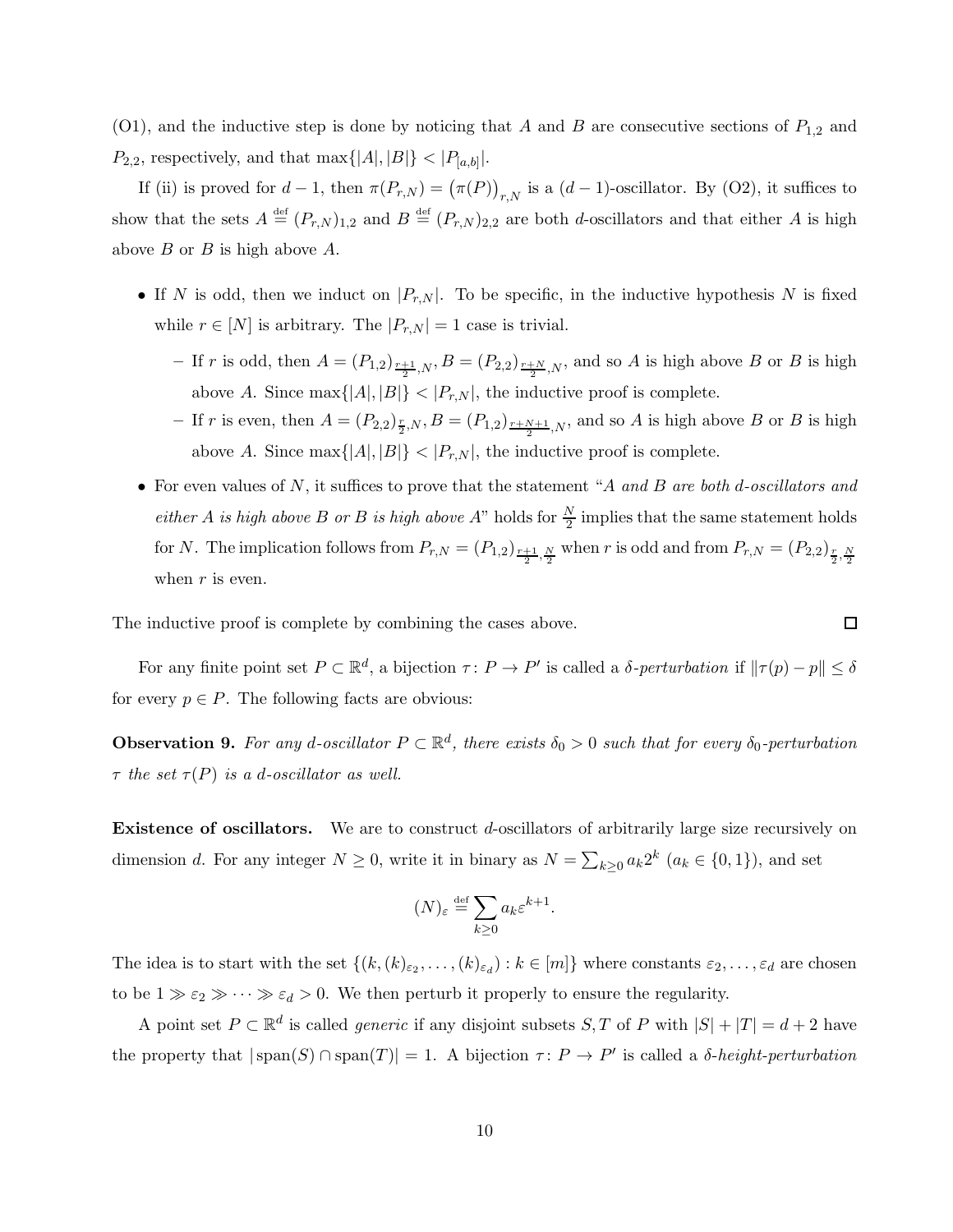(O1), and the inductive step is done by noticing that $A$ and $B$ are consecutive sections of $P_{1,2}$ and $P_{2,2}$, respectively, and that $\max\{|A|,|B|\} < |P_{[a,b]}|$.

If (ii) is proved for $d-1$, then $\pi(P_{r,N}) = \big(\pi(P)\big)_{r,N}$ is a $(d-1)$-oscillator. By (O2), it suffices to show that the sets $A \stackrel{\text{def}}{=} (P_{r,N})_{1,2}$ and $B \stackrel{\text{def}}{=} (P_{r,N})_{2,2}$ are both $d$-oscillators and that either $A$ is high above $B$ or $B$ is high above $A$.

- If $N$ is odd, then we induct on $|P_{r,N}|$. To be specific, in the inductive hypothesis $N$ is fixed while $r \in [N]$ is arbitrary. The $|P_{r,N}| = 1$ case is trivial.
  - If $r$ is odd, then $A = (P_{1,2})_{\frac{r+1}{2},N}, B = (P_{2,2})_{\frac{r+N}{2},N}$, and so $A$ is high above $B$ or $B$ is high above $A$. Since $\max\{|A|,|B|\} < |P_{r,N}|$, the inductive proof is complete.
  - If $r$ is even, then $A = (P_{2,2})_{\frac{r}{2},N}, B = (P_{1,2})_{\frac{r+N+1}{2},N}$, and so $A$ is high above $B$ or $B$ is high above $A$. Since $\max\{|A|,|B|\} < |P_{r,N}|$, the inductive proof is complete.
- For even values of $N$, it suffices to prove that the statement "*$A$ and $B$ are both $d$-oscillators and either $A$ is high above $B$ or $B$ is high above $A$*" holds for $\frac{N}{2}$ implies that the same statement holds for $N$. The implication follows from $P_{r,N} = (P_{1,2})_{\frac{r+1}{2},\frac{N}{2}}$ when $r$ is odd and from $P_{r,N} = (P_{2,2})_{\frac{r}{2},\frac{N}{2}}$ when $r$ is even.

The inductive proof is complete by combining the cases above. ◻

For any finite point set $P \subset \mathbb{R}^d$, a bijection $\tau\colon P \to P'$ is called a *$\delta$-perturbation* if $\|\tau(p) - p\| \le \delta$ for every $p \in P$. The following facts are obvious:

**Observation 9.** *For any $d$-oscillator $P \subset \mathbb{R}^d$, there exists $\delta_0 > 0$ such that for every $\delta_0$-perturbation $\tau$ the set $\tau(P)$ is a $d$-oscillator as well.*

**Existence of oscillators.** We are to construct $d$-oscillators of arbitrarily large size recursively on dimension $d$. For any integer $N \ge 0$, write it in binary as $N = \sum_{k\ge 0} a_k 2^k$ ($a_k \in \{0,1\}$), and set

$$(N)_\varepsilon \stackrel{\text{def}}{=} \sum_{k\ge 0} a_k \varepsilon^{k+1}.$$

The idea is to start with the set $\{(k, (k)_{\varepsilon_2}, \dots, (k)_{\varepsilon_d}) : k \in [m]\}$ where constants $\varepsilon_2, \dots, \varepsilon_d$ are chosen to be $1 \gg \varepsilon_2 \gg \dots \gg \varepsilon_d > 0$. We then perturb it properly to ensure the regularity.

A point set $P \subset \mathbb{R}^d$ is called *generic* if any disjoint subsets $S, T$ of $P$ with $|S| + |T| = d+2$ have the property that $|\operatorname{span}(S) \cap \operatorname{span}(T)| = 1$. A bijection $\tau\colon P \to P'$ is called a *$\delta$-height-perturbation*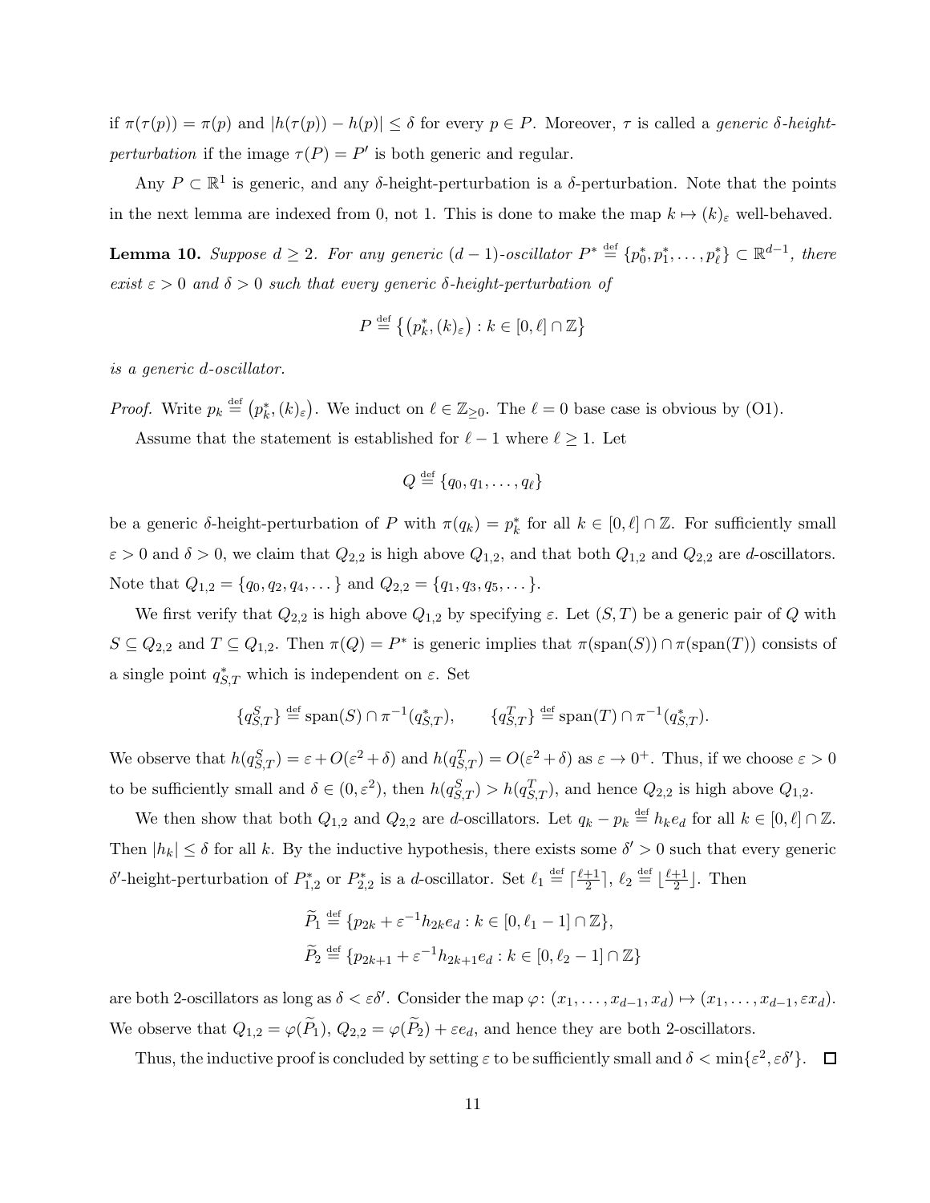if $\pi(\tau(p)) = \pi(p)$ and $|h(\tau(p)) - h(p)| \le \delta$ for every $p \in P$. Moreover, $\tau$ is called a *generic $\delta$-height-perturbation* if the image $\tau(P) = P'$ is both generic and regular.

Any $P \subset \mathbb{R}^1$ is generic, and any $\delta$-height-perturbation is a $\delta$-perturbation. Note that the points in the next lemma are indexed from 0, not 1. This is done to make the map $k \mapsto (k)_\varepsilon$ well-behaved.

**Lemma 10.** *Suppose $d \ge 2$. For any generic $(d-1)$-oscillator $P^* \stackrel{\text{def}}{=} \{p_0^*, p_1^*, \dots, p_\ell^*\} \subset \mathbb{R}^{d-1}$, there exist $\varepsilon > 0$ and $\delta > 0$ such that every generic $\delta$-height-perturbation of*

$$P \stackrel{\text{def}}{=} \left\{ \left(p_k^*, (k)_\varepsilon\right) : k \in [0, \ell] \cap \mathbb{Z} \right\}$$

*is a generic $d$-oscillator.*

*Proof.* Write $p_k \stackrel{\text{def}}{=} \left(p_k^*, (k)_\varepsilon\right)$. We induct on $\ell \in \mathbb{Z}_{\ge 0}$. The $\ell = 0$ base case is obvious by (O1).

Assume that the statement is established for $\ell - 1$ where $\ell \ge 1$. Let

$$Q \stackrel{\text{def}}{=} \{q_0, q_1, \dots, q_\ell\}$$

be a generic $\delta$-height-perturbation of $P$ with $\pi(q_k) = p_k^*$ for all $k \in [0, \ell] \cap \mathbb{Z}$. For sufficiently small $\varepsilon > 0$ and $\delta > 0$, we claim that $Q_{2,2}$ is high above $Q_{1,2}$, and that both $Q_{1,2}$ and $Q_{2,2}$ are $d$-oscillators. Note that $Q_{1,2} = \{q_0, q_2, q_4, \dots\}$ and $Q_{2,2} = \{q_1, q_3, q_5, \dots\}$.

We first verify that $Q_{2,2}$ is high above $Q_{1,2}$ by specifying $\varepsilon$. Let $(S, T)$ be a generic pair of $Q$ with $S \subseteq Q_{2,2}$ and $T \subseteq Q_{1,2}$. Then $\pi(Q) = P^*$ is generic implies that $\pi(\operatorname{span}(S)) \cap \pi(\operatorname{span}(T))$ consists of a single point $q_{S,T}^*$ which is independent on $\varepsilon$. Set

$$\{q_{S,T}^S\} \stackrel{\text{def}}{=} \operatorname{span}(S) \cap \pi^{-1}(q_{S,T}^*), \qquad \{q_{S,T}^T\} \stackrel{\text{def}}{=} \operatorname{span}(T) \cap \pi^{-1}(q_{S,T}^*).$$

We observe that $h(q_{S,T}^S) = \varepsilon + O(\varepsilon^2 + \delta)$ and $h(q_{S,T}^T) = O(\varepsilon^2 + \delta)$ as $\varepsilon \to 0^+$. Thus, if we choose $\varepsilon > 0$ to be sufficiently small and $\delta \in (0, \varepsilon^2)$, then $h(q_{S,T}^S) > h(q_{S,T}^T)$, and hence $Q_{2,2}$ is high above $Q_{1,2}$.

We then show that both $Q_{1,2}$ and $Q_{2,2}$ are $d$-oscillators. Let $q_k - p_k \stackrel{\text{def}}{=} h_k e_d$ for all $k \in [0, \ell] \cap \mathbb{Z}$. Then $|h_k| \le \delta$ for all $k$. By the inductive hypothesis, there exists some $\delta' > 0$ such that every generic $\delta'$-height-perturbation of $P_{1,2}^*$ or $P_{2,2}^*$ is a $d$-oscillator. Set $\ell_1 \stackrel{\text{def}}{=} \lceil \frac{\ell+1}{2} \rceil$, $\ell_2 \stackrel{\text{def}}{=} \lfloor \frac{\ell+1}{2} \rfloor$. Then

$$\widetilde{P}_1 \stackrel{\text{def}}{=} \{p_{2k} + \varepsilon^{-1} h_{2k} e_d : k \in [0, \ell_1 - 1] \cap \mathbb{Z}\},$$
$$\widetilde{P}_2 \stackrel{\text{def}}{=} \{p_{2k+1} + \varepsilon^{-1} h_{2k+1} e_d : k \in [0, \ell_2 - 1] \cap \mathbb{Z}\}$$

are both 2-oscillators as long as $\delta < \varepsilon \delta'$. Consider the map $\varphi \colon (x_1, \dots, x_{d-1}, x_d) \mapsto (x_1, \dots, x_{d-1}, \varepsilon x_d)$. We observe that $Q_{1,2} = \varphi(\widetilde{P}_1)$, $Q_{2,2} = \varphi(\widetilde{P}_2) + \varepsilon e_d$, and hence they are both 2-oscillators.

Thus, the inductive proof is concluded by setting $\varepsilon$ to be sufficiently small and $\delta < \min\{\varepsilon^2, \varepsilon \delta'\}$. $\square$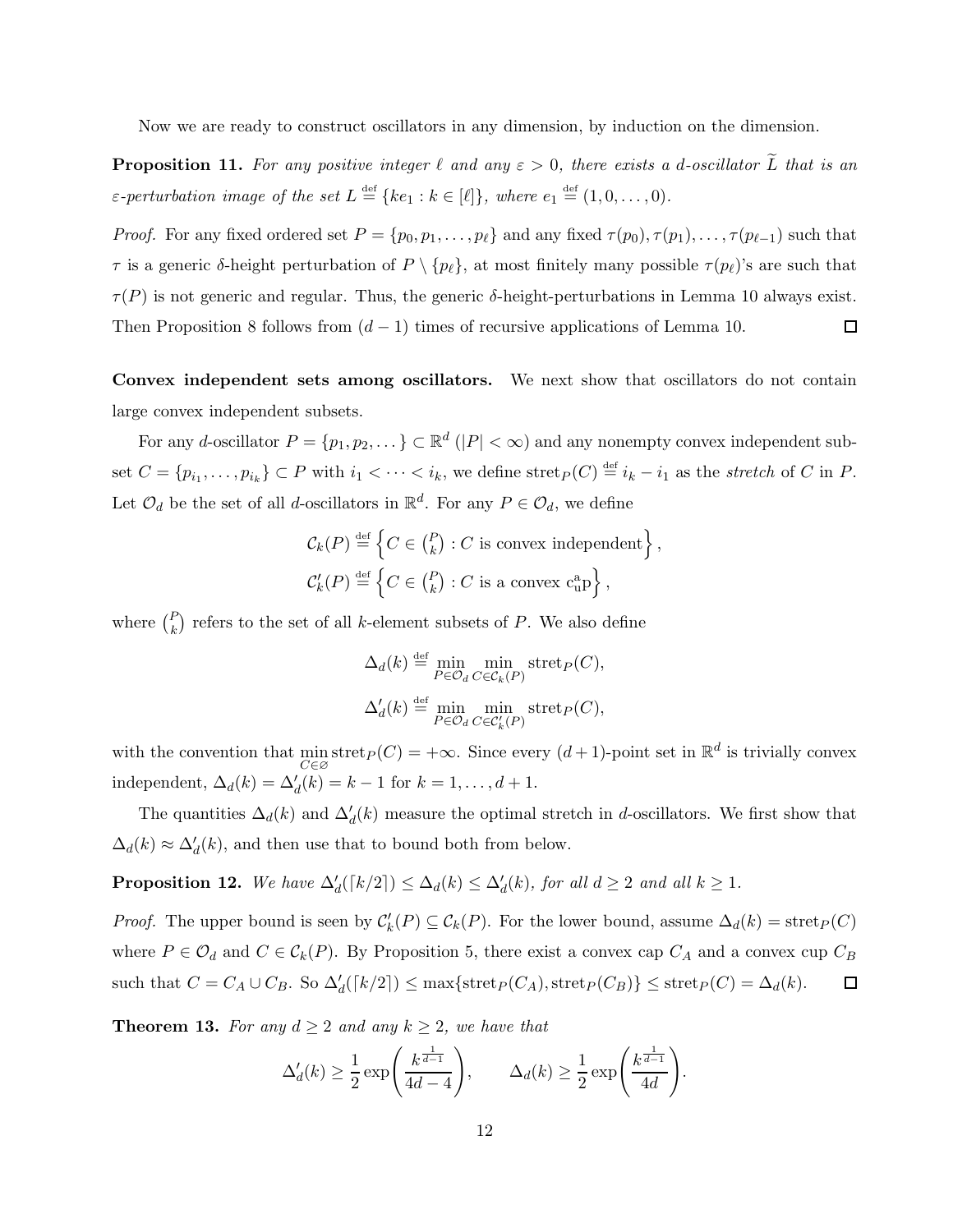Now we are ready to construct oscillators in any dimension, by induction on the dimension.

**Proposition 11.** *For any positive integer $\ell$ and any $\varepsilon > 0$, there exists a $d$-oscillator $\widetilde{L}$ that is an $\varepsilon$-perturbation image of the set $L \stackrel{\text{def}}{=} \{ke_1 : k \in [\ell]\}$, where $e_1 \stackrel{\text{def}}{=} (1, 0, \dots, 0)$.*

*Proof.* For any fixed ordered set $P = \{p_0, p_1, \dots, p_\ell\}$ and any fixed $\tau(p_0), \tau(p_1), \dots, \tau(p_{\ell-1})$ such that $\tau$ is a generic $\delta$-height perturbation of $P \setminus \{p_\ell\}$, at most finitely many possible $\tau(p_\ell)$'s are such that $\tau(P)$ is not generic and regular. Thus, the generic $\delta$-height-perturbations in Lemma 10 always exist. Then Proposition 8 follows from $(d-1)$ times of recursive applications of Lemma 10. $\square$

**Convex independent sets among oscillators.** We next show that oscillators do not contain large convex independent subsets.

For any $d$-oscillator $P = \{p_1, p_2, \dots\} \subset \mathbb{R}^d$ ($|P| < \infty$) and any nonempty convex independent subset $C = \{p_{i_1}, \dots, p_{i_k}\} \subset P$ with $i_1 < \cdots < i_k$, we define $\operatorname{stret}_P(C) \stackrel{\text{def}}{=} i_k - i_1$ as the *stretch* of $C$ in $P$. Let $\mathcal{O}_d$ be the set of all $d$-oscillators in $\mathbb{R}^d$. For any $P \in \mathcal{O}_d$, we define

$$\mathcal{C}_k(P) \stackrel{\text{def}}{=} \left\{ C \in \tbinom{P}{k} : C \text{ is convex independent} \right\},$$

$$\mathcal{C}'_k(P) \stackrel{\text{def}}{=} \left\{ C \in \tbinom{P}{k} : C \text{ is a convex } \mathrm{c}^{\mathrm{a}}_{\mathrm{u}}\mathrm{p} \right\},$$

where $\binom{P}{k}$ refers to the set of all $k$-element subsets of $P$. We also define

$$\Delta_d(k) \stackrel{\text{def}}{=} \min_{P \in \mathcal{O}_d} \min_{C \in \mathcal{C}_k(P)} \operatorname{stret}_P(C),$$

$$\Delta'_d(k) \stackrel{\text{def}}{=} \min_{P \in \mathcal{O}_d} \min_{C \in \mathcal{C}'_k(P)} \operatorname{stret}_P(C),$$

with the convention that $\min_{C \in \varnothing} \operatorname{stret}_P(C) = +\infty$. Since every $(d+1)$-point set in $\mathbb{R}^d$ is trivially convex independent, $\Delta_d(k) = \Delta'_d(k) = k - 1$ for $k = 1, \dots, d+1$.

The quantities $\Delta_d(k)$ and $\Delta'_d(k)$ measure the optimal stretch in $d$-oscillators. We first show that $\Delta_d(k) \approx \Delta'_d(k)$, and then use that to bound both from below.

**Proposition 12.** *We have $\Delta'_d(\lceil k/2 \rceil) \le \Delta_d(k) \le \Delta'_d(k)$, for all $d \ge 2$ and all $k \ge 1$.*

*Proof.* The upper bound is seen by $\mathcal{C}'_k(P) \subseteq \mathcal{C}_k(P)$. For the lower bound, assume $\Delta_d(k) = \operatorname{stret}_P(C)$ where $P \in \mathcal{O}_d$ and $C \in \mathcal{C}_k(P)$. By Proposition 5, there exist a convex cap $C_A$ and a convex cup $C_B$ such that $C = C_A \cup C_B$. So $\Delta'_d(\lceil k/2 \rceil) \le \max\{\operatorname{stret}_P(C_A), \operatorname{stret}_P(C_B)\} \le \operatorname{stret}_P(C) = \Delta_d(k)$. $\square$

**Theorem 13.** *For any $d \ge 2$ and any $k \ge 2$, we have that*

$$\Delta'_d(k) \ge \frac{1}{2} \exp\left( \frac{k^{\frac{1}{d-1}}}{4d-4} \right), \qquad \Delta_d(k) \ge \frac{1}{2} \exp\left( \frac{k^{\frac{1}{d-1}}}{4d} \right).$$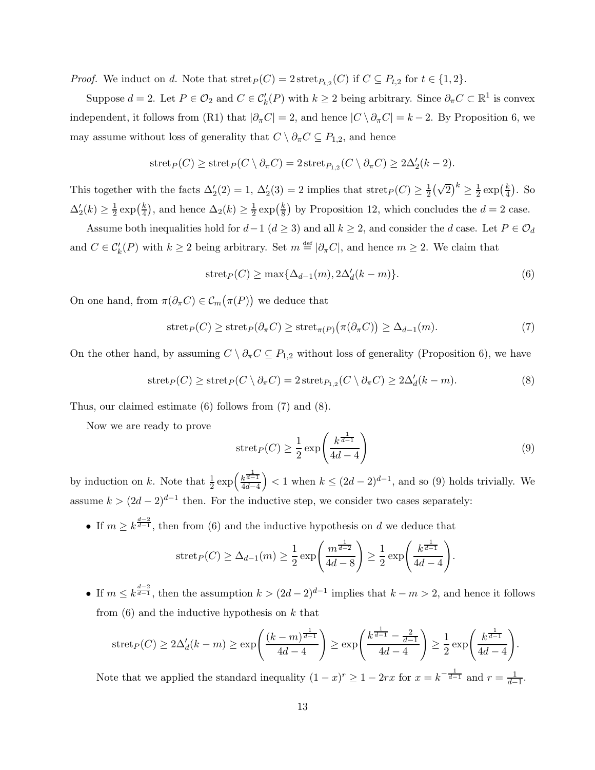*Proof.* We induct on $d$. Note that $\operatorname{stret}_P(C) = 2\operatorname{stret}_{P_{t,2}}(C)$ if $C \subseteq P_{t,2}$ for $t \in \{1,2\}$.

Suppose $d = 2$. Let $P \in \mathcal{O}_2$ and $C \in \mathcal{C}'_k(P)$ with $k \geq 2$ being arbitrary. Since $\partial_\pi C \subset \mathbb{R}^1$ is convex independent, it follows from (R1) that $|\partial_\pi C| = 2$, and hence $|C \setminus \partial_\pi C| = k - 2$. By Proposition 6, we may assume without loss of generality that $C \setminus \partial_\pi C \subseteq P_{1,2}$, and hence

$$\operatorname{stret}_P(C) \geq \operatorname{stret}_P(C \setminus \partial_\pi C) = 2\operatorname{stret}_{P_{1,2}}(C \setminus \partial_\pi C) \geq 2\Delta'_2(k-2).$$

This together with the facts $\Delta'_2(2) = 1$, $\Delta'_2(3) = 2$ implies that $\operatorname{stret}_P(C) \geq \frac{1}{2}\big(\sqrt{2}\big)^k \geq \frac{1}{2}\exp\big(\frac{k}{4}\big)$. So $\Delta'_2(k) \geq \frac{1}{2}\exp\big(\frac{k}{4}\big)$, and hence $\Delta_2(k) \geq \frac{1}{2}\exp\big(\frac{k}{8}\big)$ by Proposition 12, which concludes the $d = 2$ case.

Assume both inequalities hold for $d-1$ ($d \geq 3$) and all $k \geq 2$, and consider the $d$ case. Let $P \in \mathcal{O}_d$ and $C \in \mathcal{C}'_k(P)$ with $k \geq 2$ being arbitrary. Set $m \stackrel{\text{def}}{=} |\partial_\pi C|$, and hence $m \geq 2$. We claim that

$$\operatorname{stret}_P(C) \geq \max\{\Delta_{d-1}(m), 2\Delta'_d(k-m)\}. \tag{6}$$

On one hand, from $\pi(\partial_\pi C) \in \mathcal{C}_m\big(\pi(P)\big)$ we deduce that

$$\operatorname{stret}_P(C) \geq \operatorname{stret}_P(\partial_\pi C) \geq \operatorname{stret}_{\pi(P)}\big(\pi(\partial_\pi C)\big) \geq \Delta_{d-1}(m). \tag{7}$$

On the other hand, by assuming $C \setminus \partial_\pi C \subseteq P_{1,2}$ without loss of generality (Proposition 6), we have

$$\operatorname{stret}_P(C) \geq \operatorname{stret}_P(C \setminus \partial_\pi C) = 2\operatorname{stret}_{P_{1,2}}(C \setminus \partial_\pi C) \geq 2\Delta'_d(k-m). \tag{8}$$

Thus, our claimed estimate (6) follows from (7) and (8).

Now we are ready to prove

$$\operatorname{stret}_P(C) \geq \frac{1}{2}\exp\left(\frac{k^{\frac{1}{d-1}}}{4d-4}\right) \tag{9}$$

by induction on $k$. Note that $\frac{1}{2}\exp\Big(\frac{k^{\frac{1}{d-1}}}{4d-4}\Big) < 1$ when $k \leq (2d-2)^{d-1}$, and so (9) holds trivially. We assume $k > (2d-2)^{d-1}$ then. For the inductive step, we consider two cases separately:

- If $m \geq k^{\frac{d-2}{d-1}}$, then from (6) and the inductive hypothesis on $d$ we deduce that

$$\operatorname{stret}_P(C) \geq \Delta_{d-1}(m) \geq \frac{1}{2}\exp\left(\frac{m^{\frac{1}{d-2}}}{4d-8}\right) \geq \frac{1}{2}\exp\left(\frac{k^{\frac{1}{d-1}}}{4d-4}\right).$$

- If $m \leq k^{\frac{d-2}{d-1}}$, then the assumption $k > (2d-2)^{d-1}$ implies that $k - m > 2$, and hence it follows from (6) and the inductive hypothesis on $k$ that

$$\operatorname{stret}_P(C) \geq 2\Delta'_d(k-m) \geq \exp\left(\frac{(k-m)^{\frac{1}{d-1}}}{4d-4}\right) \geq \exp\left(\frac{k^{\frac{1}{d-1}} - \frac{2}{d-1}}{4d-4}\right) \geq \frac{1}{2}\exp\left(\frac{k^{\frac{1}{d-1}}}{4d-4}\right).$$

  Note that we applied the standard inequality $(1-x)^r \geq 1 - 2rx$ for $x = k^{-\frac{1}{d-1}}$ and $r = \frac{1}{d-1}$.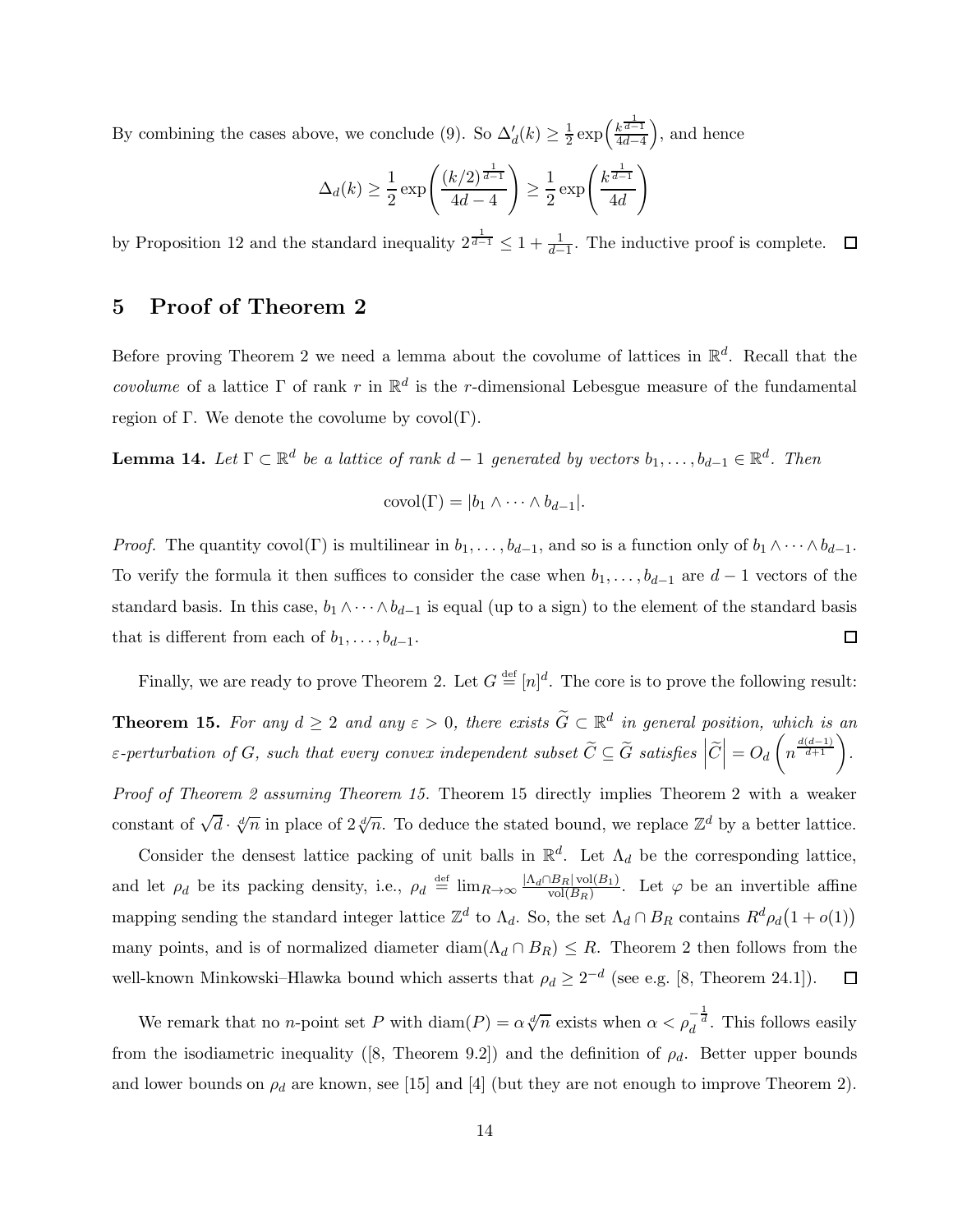By combining the cases above, we conclude (9). So $\Delta'_d(k) \geq \frac{1}{2}\exp\Big(\frac{k^{\frac{1}{d-1}}}{4d-4}\Big)$, and hence

$$\Delta_d(k) \geq \frac{1}{2}\exp\left(\frac{(k/2)^{\frac{1}{d-1}}}{4d-4}\right) \geq \frac{1}{2}\exp\left(\frac{k^{\frac{1}{d-1}}}{4d}\right)$$

by Proposition 12 and the standard inequality $2^{\frac{1}{d-1}} \leq 1 + \frac{1}{d-1}$. The inductive proof is complete. $\square$

## 5 Proof of Theorem 2

Before proving Theorem 2 we need a lemma about the covolume of lattices in $\mathbb{R}^d$. Recall that the *covolume* of a lattice $\Gamma$ of rank $r$ in $\mathbb{R}^d$ is the $r$-dimensional Lebesgue measure of the fundamental region of $\Gamma$. We denote the covolume by $\operatorname{covol}(\Gamma)$.

**Lemma 14.** *Let $\Gamma \subset \mathbb{R}^d$ be a lattice of rank $d-1$ generated by vectors $b_1, \ldots, b_{d-1} \in \mathbb{R}^d$. Then*

$$\operatorname{covol}(\Gamma) = |b_1 \wedge \cdots \wedge b_{d-1}|.$$

*Proof.* The quantity $\operatorname{covol}(\Gamma)$ is multilinear in $b_1, \ldots, b_{d-1}$, and so is a function only of $b_1 \wedge \cdots \wedge b_{d-1}$. To verify the formula it then suffices to consider the case when $b_1, \ldots, b_{d-1}$ are $d-1$ vectors of the standard basis. In this case, $b_1 \wedge \cdots \wedge b_{d-1}$ is equal (up to a sign) to the element of the standard basis that is different from each of $b_1, \ldots, b_{d-1}$. $\square$

Finally, we are ready to prove Theorem 2. Let $G \stackrel{\text{def}}{=} [n]^d$. The core is to prove the following result:

**Theorem 15.** *For any $d \geq 2$ and any $\varepsilon > 0$, there exists $\widetilde{G} \subset \mathbb{R}^d$ in general position, which is an $\varepsilon$-perturbation of $G$, such that every convex independent subset $\widetilde{C} \subseteq \widetilde{G}$ satisfies $\left|\widetilde{C}\right| = O_d\left(n^{\frac{d(d-1)}{d+1}}\right)$.*

*Proof of Theorem 2 assuming Theorem 15.* Theorem 15 directly implies Theorem 2 with a weaker constant of $\sqrt{d} \cdot \sqrt[d]{n}$ in place of $2\sqrt[d]{n}$. To deduce the stated bound, we replace $\mathbb{Z}^d$ by a better lattice.

Consider the densest lattice packing of unit balls in $\mathbb{R}^d$. Let $\Lambda_d$ be the corresponding lattice, and let $\rho_d$ be its packing density, i.e., $\rho_d \stackrel{\text{def}}{=} \lim_{R\to\infty} \frac{|\Lambda_d \cap B_R| \operatorname{vol}(B_1)}{\operatorname{vol}(B_R)}$. Let $\varphi$ be an invertible affine mapping sending the standard integer lattice $\mathbb{Z}^d$ to $\Lambda_d$. So, the set $\Lambda_d \cap B_R$ contains $R^d \rho_d\big(1+o(1)\big)$ many points, and is of normalized diameter $\operatorname{diam}(\Lambda_d \cap B_R) \leq R$. Theorem 2 then follows from the well-known Minkowski–Hlawka bound which asserts that $\rho_d \geq 2^{-d}$ (see e.g. [8, Theorem 24.1]). $\square$

We remark that no $n$-point set $P$ with $\operatorname{diam}(P) = \alpha \sqrt[d]{n}$ exists when $\alpha < \rho_d^{-\frac{1}{d}}$. This follows easily from the isodiametric inequality ([8, Theorem 9.2]) and the definition of $\rho_d$. Better upper bounds and lower bounds on $\rho_d$ are known, see [15] and [4] (but they are not enough to improve Theorem 2).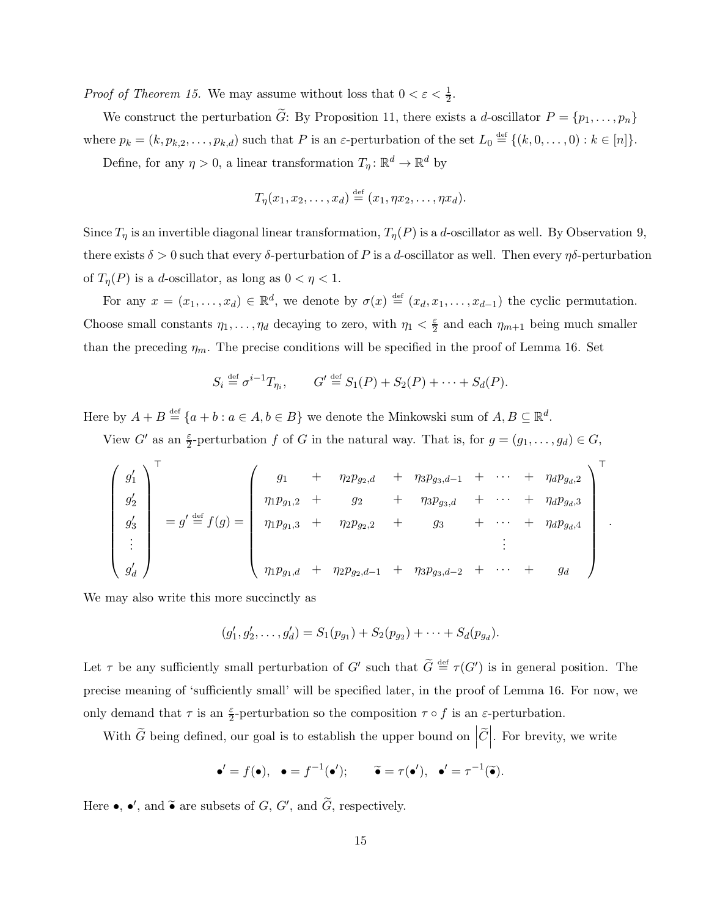*Proof of Theorem 15.* We may assume without loss that $0 < \varepsilon < \frac{1}{2}$.

We construct the perturbation $\widetilde{G}$: By Proposition 11, there exists a $d$-oscillator $P = \{p_1, \dots, p_n\}$ where $p_k = (k, p_{k,2}, \dots, p_{k,d})$ such that $P$ is an $\varepsilon$-perturbation of the set $L_0 \stackrel{\text{def}}{=} \{(k, 0, \dots, 0) : k \in [n]\}$.

Define, for any $\eta > 0$, a linear transformation $T_\eta \colon \mathbb{R}^d \to \mathbb{R}^d$ by

$$T_\eta(x_1, x_2, \dots, x_d) \stackrel{\text{def}}{=} (x_1, \eta x_2, \dots, \eta x_d).$$

Since $T_\eta$ is an invertible diagonal linear transformation, $T_\eta(P)$ is a $d$-oscillator as well. By Observation 9, there exists $\delta > 0$ such that every $\delta$-perturbation of $P$ is a $d$-oscillator as well. Then every $\eta\delta$-perturbation of $T_\eta(P)$ is a $d$-oscillator, as long as $0 < \eta < 1$.

For any $x = (x_1, \dots, x_d) \in \mathbb{R}^d$, we denote by $\sigma(x) \stackrel{\text{def}}{=} (x_d, x_1, \dots, x_{d-1})$ the cyclic permutation. Choose small constants $\eta_1, \dots, \eta_d$ decaying to zero, with $\eta_1 < \frac{\varepsilon}{2}$ and each $\eta_{m+1}$ being much smaller than the preceding $\eta_m$. The precise conditions will be specified in the proof of Lemma 16. Set

$$S_i \stackrel{\text{def}}{=} \sigma^{i-1} T_{\eta_i}, \qquad G' \stackrel{\text{def}}{=} S_1(P) + S_2(P) + \dots + S_d(P).$$

Here by $A + B \stackrel{\text{def}}{=} \{a + b : a \in A, b \in B\}$ we denote the Minkowski sum of $A, B \subseteq \mathbb{R}^d$.

View $G'$ as an $\frac{\varepsilon}{2}$-perturbation $f$ of $G$ in the natural way. That is, for $g = (g_1, \dots, g_d) \in G$,

$$\begin{pmatrix} g'_1 \\ g'_2 \\ g'_3 \\ \vdots \\ g'_d \end{pmatrix}^{\top} = g' \stackrel{\text{def}}{=} f(g) = \begin{pmatrix} g_1 & + & \eta_2 p_{g_2,d} & + & \eta_3 p_{g_3,d-1} & + & \cdots & + & \eta_d p_{g_d,2} \\ \eta_1 p_{g_1,2} & + & g_2 & + & \eta_3 p_{g_3,d} & + & \cdots & + & \eta_d p_{g_d,3} \\ \eta_1 p_{g_1,3} & + & \eta_2 p_{g_2,2} & + & g_3 & + & \cdots & + & \eta_d p_{g_d,4} \\ & & & & & & \vdots & & \\ \eta_1 p_{g_1,d} & + & \eta_2 p_{g_2,d-1} & + & \eta_3 p_{g_3,d-2} & + & \cdots & + & g_d \end{pmatrix}^{\top}.$$

We may also write this more succinctly as

$$(g'_1, g'_2, \dots, g'_d) = S_1(p_{g_1}) + S_2(p_{g_2}) + \dots + S_d(p_{g_d}).$$

Let $\tau$ be any sufficiently small perturbation of $G'$ such that $\widetilde{G} \stackrel{\text{def}}{=} \tau(G')$ is in general position. The precise meaning of 'sufficiently small' will be specified later, in the proof of Lemma 16. For now, we only demand that $\tau$ is an $\frac{\varepsilon}{2}$-perturbation so the composition $\tau \circ f$ is an $\varepsilon$-perturbation.

With $\widetilde{G}$ being defined, our goal is to establish the upper bound on $\left|\widetilde{C}\right|$. For brevity, we write

$$\bullet' = f(\bullet), \quad \bullet = f^{-1}(\bullet'); \qquad \widetilde{\bullet} = \tau(\bullet'), \quad \bullet' = \tau^{-1}(\widetilde{\bullet}).$$

Here $\bullet$, $\bullet'$, and $\widetilde{\bullet}$ are subsets of $G$, $G'$, and $\widetilde{G}$, respectively.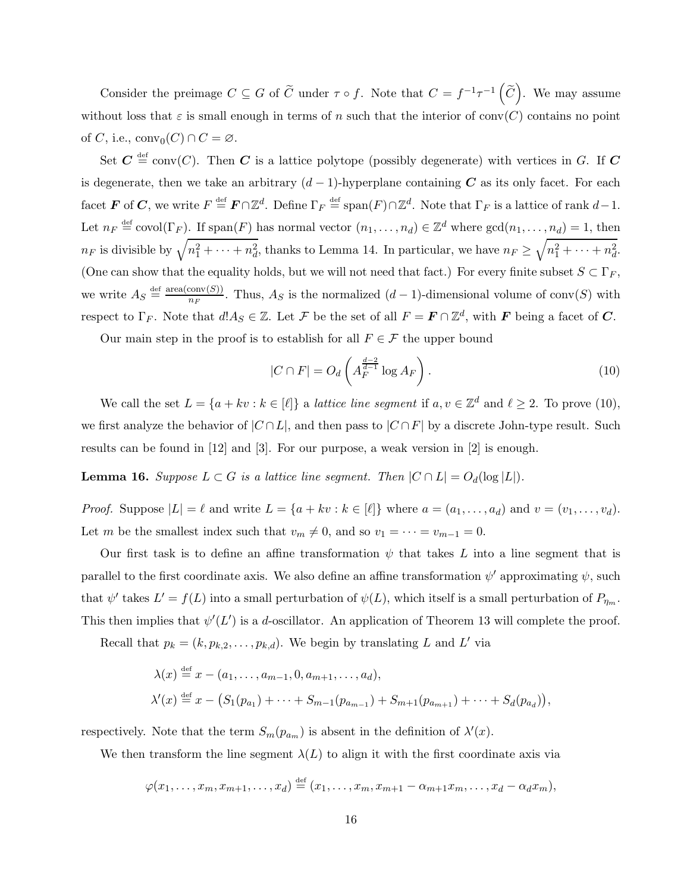Consider the preimage $C \subseteq G$ of $\widetilde{C}$ under $\tau \circ f$. Note that $C = f^{-1}\tau^{-1}\left(\widetilde{C}\right)$. We may assume without loss that $\varepsilon$ is small enough in terms of $n$ such that the interior of $\operatorname{conv}(C)$ contains no point of $C$, i.e., $\operatorname{conv}_0(C) \cap C = \varnothing$.

Set $\boldsymbol{C} \stackrel{\text{def}}{=} \operatorname{conv}(C)$. Then $\boldsymbol{C}$ is a lattice polytope (possibly degenerate) with vertices in $G$. If $\boldsymbol{C}$ is degenerate, then we take an arbitrary $(d-1)$-hyperplane containing $\boldsymbol{C}$ as its only facet. For each facet $\boldsymbol{F}$ of $\boldsymbol{C}$, we write $F \stackrel{\text{def}}{=} \boldsymbol{F} \cap \mathbb{Z}^d$. Define $\Gamma_F \stackrel{\text{def}}{=} \operatorname{span}(F) \cap \mathbb{Z}^d$. Note that $\Gamma_F$ is a lattice of rank $d-1$. Let $n_F \stackrel{\text{def}}{=} \operatorname{covol}(\Gamma_F)$. If $\operatorname{span}(F)$ has normal vector $(n_1, \ldots, n_d) \in \mathbb{Z}^d$ where $\gcd(n_1, \ldots, n_d) = 1$, then $n_F$ is divisible by $\sqrt{n_1^2 + \cdots + n_d^2}$, thanks to Lemma 14. In particular, we have $n_F \geq \sqrt{n_1^2 + \cdots + n_d^2}$. (One can show that the equality holds, but we will not need that fact.) For every finite subset $S \subset \Gamma_F$, we write $A_S \stackrel{\text{def}}{=} \frac{\operatorname{area}(\operatorname{conv}(S))}{n_F}$. Thus, $A_S$ is the normalized $(d-1)$-dimensional volume of $\operatorname{conv}(S)$ with respect to $\Gamma_F$. Note that $d! A_S \in \mathbb{Z}$. Let $\mathcal{F}$ be the set of all $F = \boldsymbol{F} \cap \mathbb{Z}^d$, with $\boldsymbol{F}$ being a facet of $\boldsymbol{C}$.

Our main step in the proof is to establish for all $F \in \mathcal{F}$ the upper bound

$$|C \cap F| = O_d\left(A_F^{\frac{d-2}{d-1}} \log A_F\right). \tag{10}$$

We call the set $L = \{a + kv : k \in [\ell]\}$ a *lattice line segment* if $a, v \in \mathbb{Z}^d$ and $\ell \geq 2$. To prove (10), we first analyze the behavior of $|C \cap L|$, and then pass to $|C \cap F|$ by a discrete John-type result. Such results can be found in [12] and [3]. For our purpose, a weak version in [2] is enough.

**Lemma 16.** *Suppose $L \subset G$ is a lattice line segment. Then $|C \cap L| = O_d(\log |L|)$.*

*Proof.* Suppose $|L| = \ell$ and write $L = \{a + kv : k \in [\ell]\}$ where $a = (a_1, \ldots, a_d)$ and $v = (v_1, \ldots, v_d)$. Let $m$ be the smallest index such that $v_m \neq 0$, and so $v_1 = \cdots = v_{m-1} = 0$.

Our first task is to define an affine transformation $\psi$ that takes $L$ into a line segment that is parallel to the first coordinate axis. We also define an affine transformation $\psi'$ approximating $\psi$, such that $\psi'$ takes $L' = f(L)$ into a small perturbation of $\psi(L)$, which itself is a small perturbation of $P_{\eta_m}$. This then implies that $\psi'(L')$ is a $d$-oscillator. An application of Theorem 13 will complete the proof.

Recall that $p_k = (k, p_{k,2}, \ldots, p_{k,d})$. We begin by translating $L$ and $L'$ via

$$\lambda(x) \stackrel{\text{def}}{=} x - (a_1, \ldots, a_{m-1}, 0, a_{m+1}, \ldots, a_d),$$
$$\lambda'(x) \stackrel{\text{def}}{=} x - \left(S_1(p_{a_1}) + \cdots + S_{m-1}(p_{a_{m-1}}) + S_{m+1}(p_{a_{m+1}}) + \cdots + S_d(p_{a_d})\right),$$

respectively. Note that the term $S_m(p_{a_m})$ is absent in the definition of $\lambda'(x)$.

We then transform the line segment $\lambda(L)$ to align it with the first coordinate axis via

$$\varphi(x_1, \ldots, x_m, x_{m+1}, \ldots, x_d) \stackrel{\text{def}}{=} (x_1, \ldots, x_m, x_{m+1} - \alpha_{m+1}x_m, \ldots, x_d - \alpha_d x_m),$$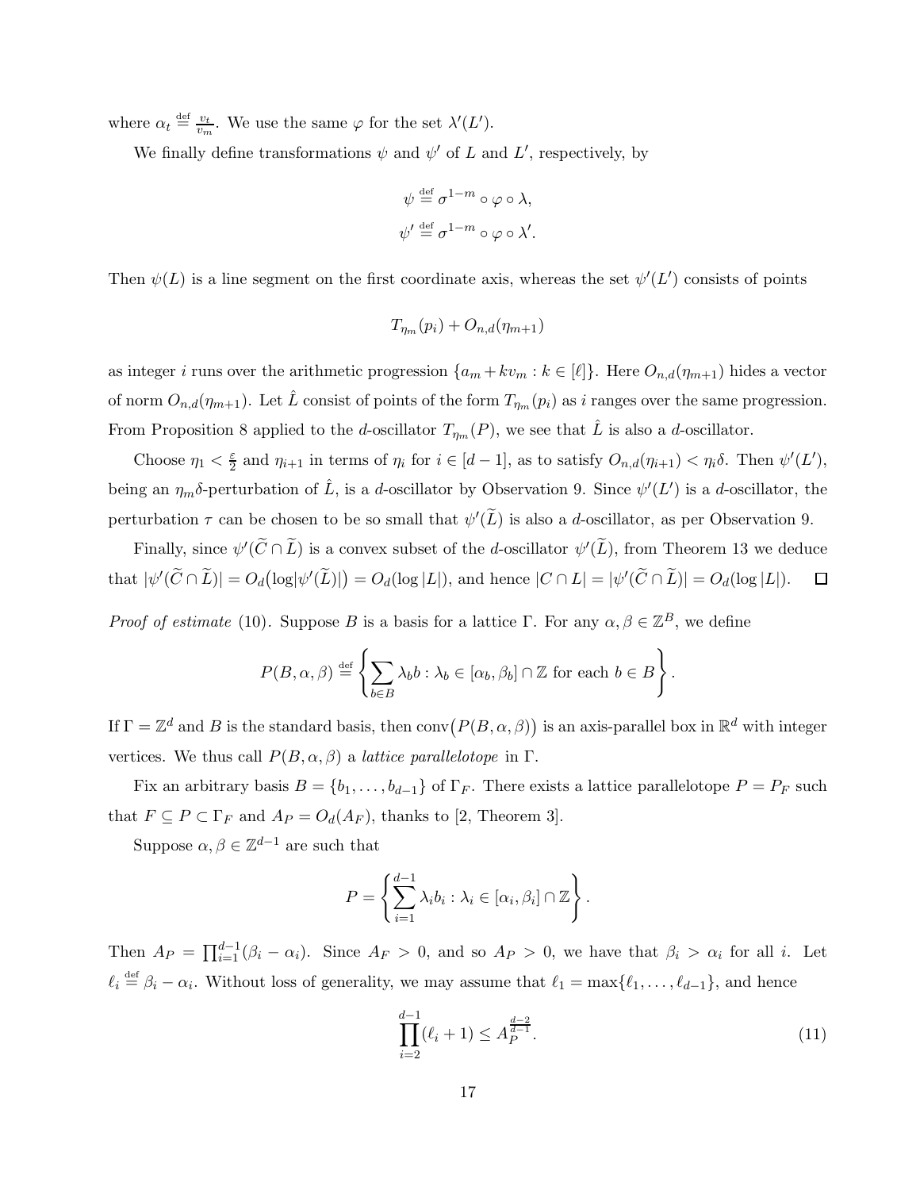where $\alpha_t \stackrel{\text{def}}{=} \frac{v_t}{v_m}$. We use the same $\varphi$ for the set $\lambda'(L')$.

We finally define transformations $\psi$ and $\psi'$ of $L$ and $L'$, respectively, by

$$\psi \stackrel{\text{def}}{=} \sigma^{1-m} \circ \varphi \circ \lambda,$$
$$\psi' \stackrel{\text{def}}{=} \sigma^{1-m} \circ \varphi \circ \lambda'.$$

Then $\psi(L)$ is a line segment on the first coordinate axis, whereas the set $\psi'(L')$ consists of points

$$T_{\eta_m}(p_i) + O_{n,d}(\eta_{m+1})$$

as integer $i$ runs over the arithmetic progression $\{a_m + kv_m : k \in [\ell]\}$. Here $O_{n,d}(\eta_{m+1})$ hides a vector of norm $O_{n,d}(\eta_{m+1})$. Let $\hat{L}$ consist of points of the form $T_{\eta_m}(p_i)$ as $i$ ranges over the same progression. From Proposition 8 applied to the $d$-oscillator $T_{\eta_m}(P)$, we see that $\hat{L}$ is also a $d$-oscillator.

Choose $\eta_1 < \frac{\varepsilon}{2}$ and $\eta_{i+1}$ in terms of $\eta_i$ for $i \in [d-1]$, as to satisfy $O_{n,d}(\eta_{i+1}) < \eta_i \delta$. Then $\psi'(L')$, being an $\eta_m\delta$-perturbation of $\hat{L}$, is a $d$-oscillator by Observation 9. Since $\psi'(L')$ is a $d$-oscillator, the perturbation $\tau$ can be chosen to be so small that $\psi'(\widetilde{L})$ is also a $d$-oscillator, as per Observation 9.

Finally, since $\psi'(\widetilde{C} \cap \widetilde{L})$ is a convex subset of the $d$-oscillator $\psi'(\widetilde{L})$, from Theorem 13 we deduce that $|\psi'(\widetilde{C} \cap \widetilde{L})| = O_d\big(\log|\psi'(\widetilde{L})|\big) = O_d(\log |L|)$, and hence $|C \cap L| = |\psi'(\widetilde{C} \cap \widetilde{L})| = O_d(\log |L|)$. $\square$

*Proof of estimate* (10). Suppose $B$ is a basis for a lattice $\Gamma$. For any $\alpha, \beta \in \mathbb{Z}^B$, we define

$$P(B, \alpha, \beta) \stackrel{\text{def}}{=} \left\{ \sum_{b \in B} \lambda_b b : \lambda_b \in [\alpha_b, \beta_b] \cap \mathbb{Z} \text{ for each } b \in B \right\}.$$

If $\Gamma = \mathbb{Z}^d$ and $B$ is the standard basis, then $\operatorname{conv}\big(P(B, \alpha, \beta)\big)$ is an axis-parallel box in $\mathbb{R}^d$ with integer vertices. We thus call $P(B, \alpha, \beta)$ a *lattice parallelotope* in $\Gamma$.

Fix an arbitrary basis $B = \{b_1, \ldots, b_{d-1}\}$ of $\Gamma_F$. There exists a lattice parallelotope $P = P_F$ such that $F \subseteq P \subset \Gamma_F$ and $A_P = O_d(A_F)$, thanks to [2, Theorem 3].

Suppose $\alpha, \beta \in \mathbb{Z}^{d-1}$ are such that

$$P = \left\{ \sum_{i=1}^{d-1} \lambda_i b_i : \lambda_i \in [\alpha_i, \beta_i] \cap \mathbb{Z} \right\}.$$

Then $A_P = \prod_{i=1}^{d-1}(\beta_i - \alpha_i)$. Since $A_F > 0$, and so $A_P > 0$, we have that $\beta_i > \alpha_i$ for all $i$. Let $\ell_i \stackrel{\text{def}}{=} \beta_i - \alpha_i$. Without loss of generality, we may assume that $\ell_1 = \max\{\ell_1, \ldots, \ell_{d-1}\}$, and hence

$$\prod_{i=2}^{d-1}(\ell_i + 1) \leq A_P^{\frac{d-2}{d-1}}. \tag{11}$$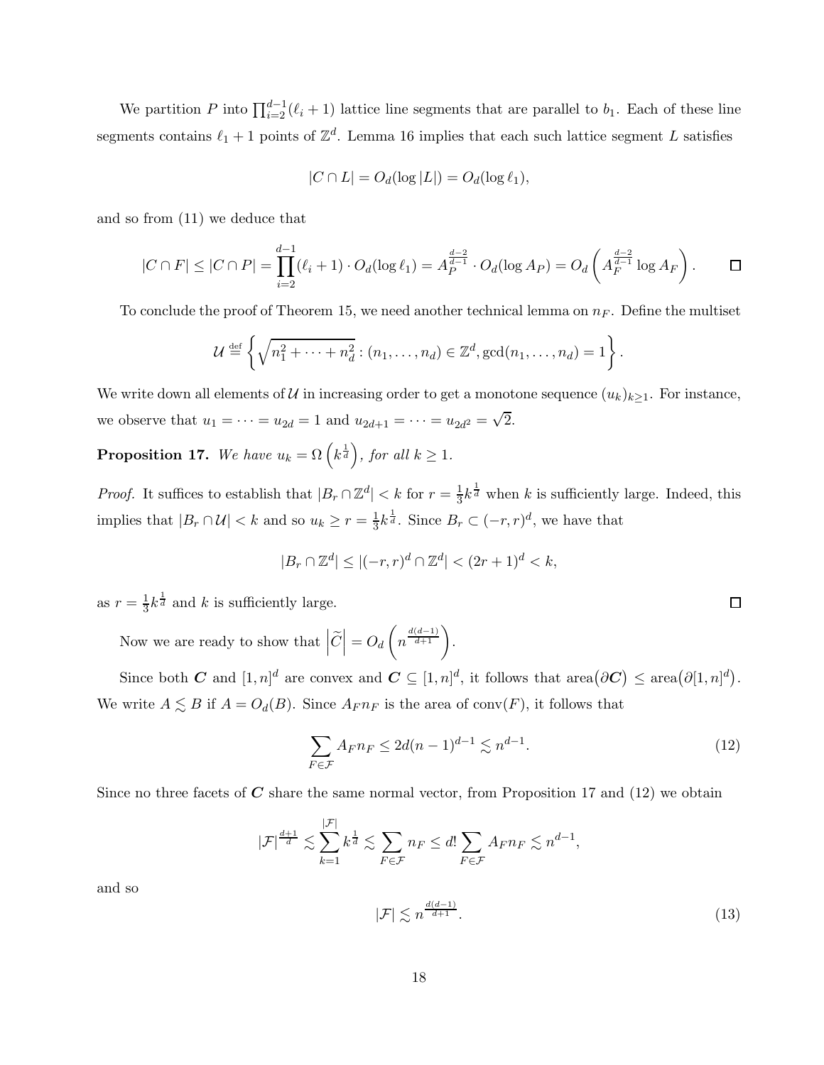We partition $P$ into $\prod_{i=2}^{d-1}(\ell_i + 1)$ lattice line segments that are parallel to $b_1$. Each of these line segments contains $\ell_1 + 1$ points of $\mathbb{Z}^d$. Lemma 16 implies that each such lattice segment $L$ satisfies

$$|C \cap L| = O_d(\log |L|) = O_d(\log \ell_1),$$

and so from (11) we deduce that

$$|C \cap F| \leq |C \cap P| = \prod_{i=2}^{d-1}(\ell_i + 1) \cdot O_d(\log \ell_1) = A_P^{\frac{d-2}{d-1}} \cdot O_d(\log A_P) = O_d\left(A_F^{\frac{d-2}{d-1}} \log A_F\right). \qquad \square$$

To conclude the proof of Theorem 15, we need another technical lemma on $n_F$. Define the multiset

$$\mathcal{U} \stackrel{\text{def}}{=} \left\{\sqrt{n_1^2 + \cdots + n_d^2} : (n_1, \ldots, n_d) \in \mathbb{Z}^d, \gcd(n_1, \ldots, n_d) = 1\right\}.$$

We write down all elements of $\mathcal{U}$ in increasing order to get a monotone sequence $(u_k)_{k \geq 1}$. For instance, we observe that $u_1 = \cdots = u_{2d} = 1$ and $u_{2d+1} = \cdots = u_{2d^2} = \sqrt{2}$.

**Proposition 17.** *We have $u_k = \Omega\left(k^{\frac{1}{d}}\right)$, for all $k \geq 1$.*

*Proof.* It suffices to establish that $|B_r \cap \mathbb{Z}^d| < k$ for $r = \frac{1}{3}k^{\frac{1}{d}}$ when $k$ is sufficiently large. Indeed, this implies that $|B_r \cap \mathcal{U}| < k$ and so $u_k \geq r = \frac{1}{3}k^{\frac{1}{d}}$. Since $B_r \subset (-r, r)^d$, we have that

$$|B_r \cap \mathbb{Z}^d| \leq |(-r, r)^d \cap \mathbb{Z}^d| < (2r + 1)^d < k,$$

as $r = \frac{1}{3}k^{\frac{1}{d}}$ and $k$ is sufficiently large. $\square$

Now we are ready to show that $\left|\widetilde{C}\right| = O_d\left(n^{\frac{d(d-1)}{d+1}}\right)$.

Since both $\boldsymbol{C}$ and $[1, n]^d$ are convex and $\boldsymbol{C} \subseteq [1, n]^d$, it follows that $\text{area}(\partial \boldsymbol{C}) \leq \text{area}(\partial [1, n]^d)$. We write $A \lesssim B$ if $A = O_d(B)$. Since $A_F n_F$ is the area of $\text{conv}(F)$, it follows that

$$\sum_{F \in \mathcal{F}} A_F n_F \leq 2d(n-1)^{d-1} \lesssim n^{d-1}. \tag{12}$$

Since no three facets of $\boldsymbol{C}$ share the same normal vector, from Proposition 17 and (12) we obtain

$$|\mathcal{F}|^{\frac{d+1}{d}} \lesssim \sum_{k=1}^{|\mathcal{F}|} k^{\frac{1}{d}} \lesssim \sum_{F \in \mathcal{F}} n_F \leq d! \sum_{F \in \mathcal{F}} A_F n_F \lesssim n^{d-1},$$

and so

$$|\mathcal{F}| \lesssim n^{\frac{d(d-1)}{d+1}}. \tag{13}$$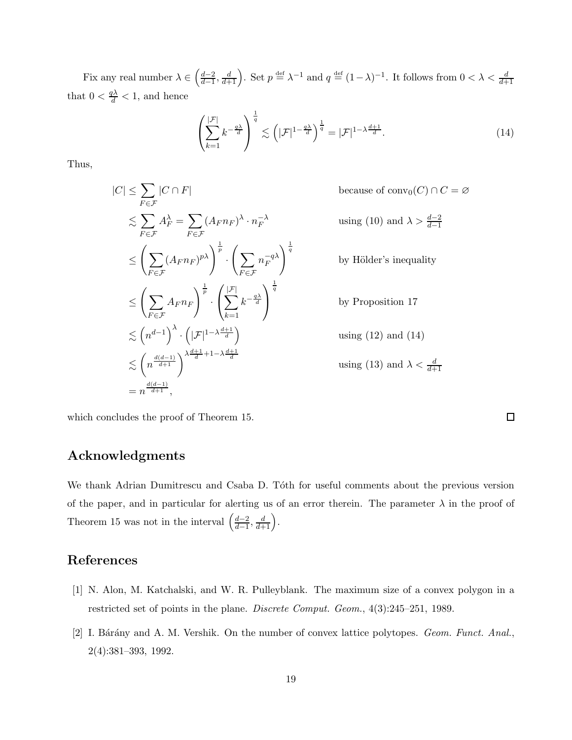Fix any real number $\lambda \in \left(\frac{d-2}{d-1}, \frac{d}{d+1}\right)$. Set $p \stackrel{\text{def}}{=} \lambda^{-1}$ and $q \stackrel{\text{def}}{=} (1-\lambda)^{-1}$. It follows from $0 < \lambda < \frac{d}{d+1}$ that $0 < \frac{q\lambda}{d} < 1$, and hence

$$\left(\sum_{k=1}^{|\mathcal{F}|} k^{-\frac{q\lambda}{d}}\right)^{\frac{1}{q}} \lesssim \left(|\mathcal{F}|^{1-\frac{q\lambda}{d}}\right)^{\frac{1}{q}} = |\mathcal{F}|^{1-\lambda\frac{d+1}{d}}. \tag{14}$$

Thus,

$$\begin{aligned}
|C| &\leq \sum_{F\in\mathcal{F}} |C \cap F| && \text{because of } \operatorname{conv}_0(C) \cap C = \varnothing \\
&\lesssim \sum_{F\in\mathcal{F}} A_F^{\lambda} = \sum_{F\in\mathcal{F}} (A_F n_F)^{\lambda} \cdot n_F^{-\lambda} && \text{using (10) and } \lambda > \tfrac{d-2}{d-1} \\
&\leq \left(\sum_{F\in\mathcal{F}} (A_F n_F)^{p\lambda}\right)^{\frac{1}{p}} \cdot \left(\sum_{F\in\mathcal{F}} n_F^{-q\lambda}\right)^{\frac{1}{q}} && \text{by Hölder's inequality} \\
&\leq \left(\sum_{F\in\mathcal{F}} A_F n_F\right)^{\frac{1}{p}} \cdot \left(\sum_{k=1}^{|\mathcal{F}|} k^{-\frac{q\lambda}{d}}\right)^{\frac{1}{q}} && \text{by Proposition 17} \\
&\lesssim \left(n^{d-1}\right)^{\lambda} \cdot \left(|\mathcal{F}|^{1-\lambda\frac{d+1}{d}}\right) && \text{using (12) and (14)} \\
&\lesssim \left(n^{\frac{d(d-1)}{d+1}}\right)^{\lambda\frac{d+1}{d}+1-\lambda\frac{d+1}{d}} && \text{using (13) and } \lambda < \tfrac{d}{d+1} \\
&= n^{\frac{d(d-1)}{d+1}},
\end{aligned}$$

which concludes the proof of Theorem 15. □

## Acknowledgments

We thank Adrian Dumitrescu and Csaba D. Tóth for useful comments about the previous version of the paper, and in particular for alerting us of an error therein. The parameter $\lambda$ in the proof of Theorem 15 was not in the interval $\left(\frac{d-2}{d-1}, \frac{d}{d+1}\right)$.

## References

[1] N. Alon, M. Katchalski, and W. R. Pulleyblank. The maximum size of a convex polygon in a restricted set of points in the plane. *Discrete Comput. Geom.*, 4(3):245–251, 1989.

[2] I. Bárány and A. M. Vershik. On the number of convex lattice polytopes. *Geom. Funct. Anal.*, 2(4):381–393, 1992.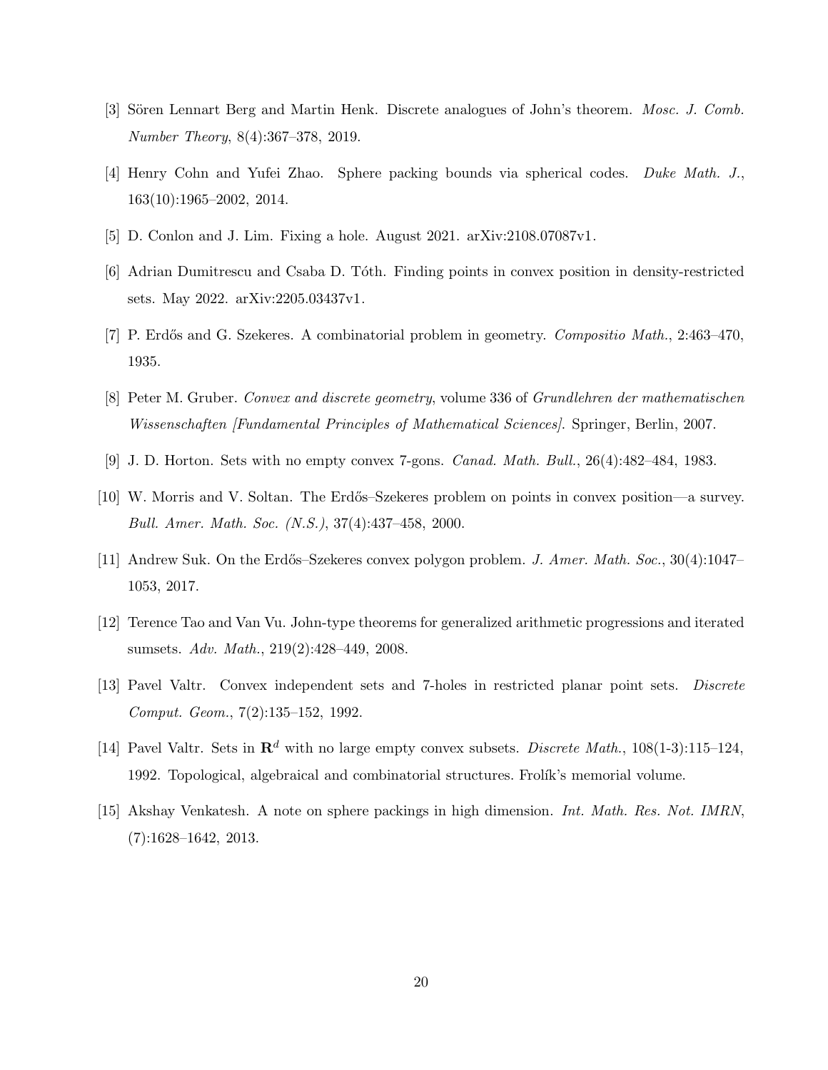[3] Sören Lennart Berg and Martin Henk. Discrete analogues of John's theorem. *Mosc. J. Comb. Number Theory*, 8(4):367–378, 2019.

[4] Henry Cohn and Yufei Zhao. Sphere packing bounds via spherical codes. *Duke Math. J.*, 163(10):1965–2002, 2014.

[5] D. Conlon and J. Lim. Fixing a hole. August 2021. arXiv:2108.07087v1.

[6] Adrian Dumitrescu and Csaba D. Tóth. Finding points in convex position in density-restricted sets. May 2022. arXiv:2205.03437v1.

[7] P. Erdős and G. Szekeres. A combinatorial problem in geometry. *Compositio Math.*, 2:463–470, 1935.

[8] Peter M. Gruber. *Convex and discrete geometry*, volume 336 of *Grundlehren der mathematischen Wissenschaften [Fundamental Principles of Mathematical Sciences]*. Springer, Berlin, 2007.

[9] J. D. Horton. Sets with no empty convex 7-gons. *Canad. Math. Bull.*, 26(4):482–484, 1983.

[10] W. Morris and V. Soltan. The Erdős–Szekeres problem on points in convex position—a survey. *Bull. Amer. Math. Soc. (N.S.)*, 37(4):437–458, 2000.

[11] Andrew Suk. On the Erdős–Szekeres convex polygon problem. *J. Amer. Math. Soc.*, 30(4):1047–1053, 2017.

[12] Terence Tao and Van Vu. John-type theorems for generalized arithmetic progressions and iterated sumsets. *Adv. Math.*, 219(2):428–449, 2008.

[13] Pavel Valtr. Convex independent sets and 7-holes in restricted planar point sets. *Discrete Comput. Geom.*, 7(2):135–152, 1992.

[14] Pavel Valtr. Sets in $\mathbf{R}^d$ with no large empty convex subsets. *Discrete Math.*, 108(1-3):115–124, 1992. Topological, algebraical and combinatorial structures. Frolík's memorial volume.

[15] Akshay Venkatesh. A note on sphere packings in high dimension. *Int. Math. Res. Not. IMRN*, (7):1628–1642, 2013.